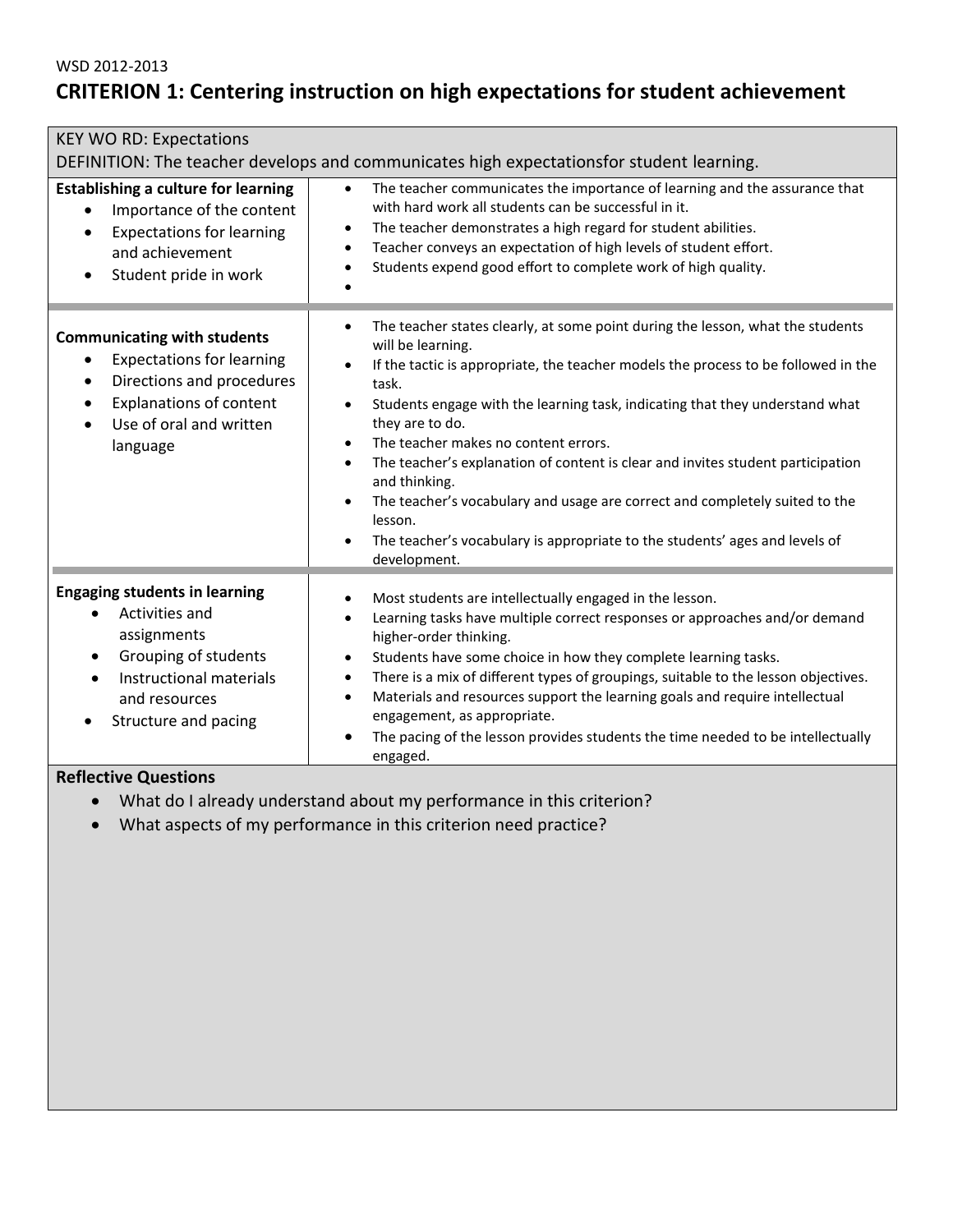WSD 2012-2013

# CRITERION 1: Centering instruction on high expectations for student achievement

| KEY WO RD: Expectations<br>DEFINITION: The teacher develops and communicates high expectationsfor student learning. | |
|---|---|
| **Establishing a culture for learning**<br>• Importance of the content<br>• Expectations for learning and achievement<br>• Student pride in work | • The teacher communicates the importance of learning and the assurance that with hard work all students can be successful in it.<br>• The teacher demonstrates a high regard for student abilities.<br>• Teacher conveys an expectation of high levels of student effort.<br>• Students expend good effort to complete work of high quality.<br>• |
| **Communicating with students**<br>• Expectations for learning<br>• Directions and procedures<br>• Explanations of content<br>• Use of oral and written language | • The teacher states clearly, at some point during the lesson, what the students will be learning.<br>• If the tactic is appropriate, the teacher models the process to be followed in the task.<br>• Students engage with the learning task, indicating that they understand what they are to do.<br>• The teacher makes no content errors.<br>• The teacher's explanation of content is clear and invites student participation and thinking.<br>• The teacher's vocabulary and usage are correct and completely suited to the lesson.<br>• The teacher's vocabulary is appropriate to the students' ages and levels of development. |
| **Engaging students in learning**<br>• Activities and assignments<br>• Grouping of students<br>• Instructional materials and resources<br>• Structure and pacing | • Most students are intellectually engaged in the lesson.<br>• Learning tasks have multiple correct responses or approaches and/or demand higher-order thinking.<br>• Students have some choice in how they complete learning tasks.<br>• There is a mix of different types of groupings, suitable to the lesson objectives.<br>• Materials and resources support the learning goals and require intellectual engagement, as appropriate.<br>• The pacing of the lesson provides students the time needed to be intellectually engaged. |

**Reflective Questions**

- What do I already understand about my performance in this criterion?
- What aspects of my performance in this criterion need practice?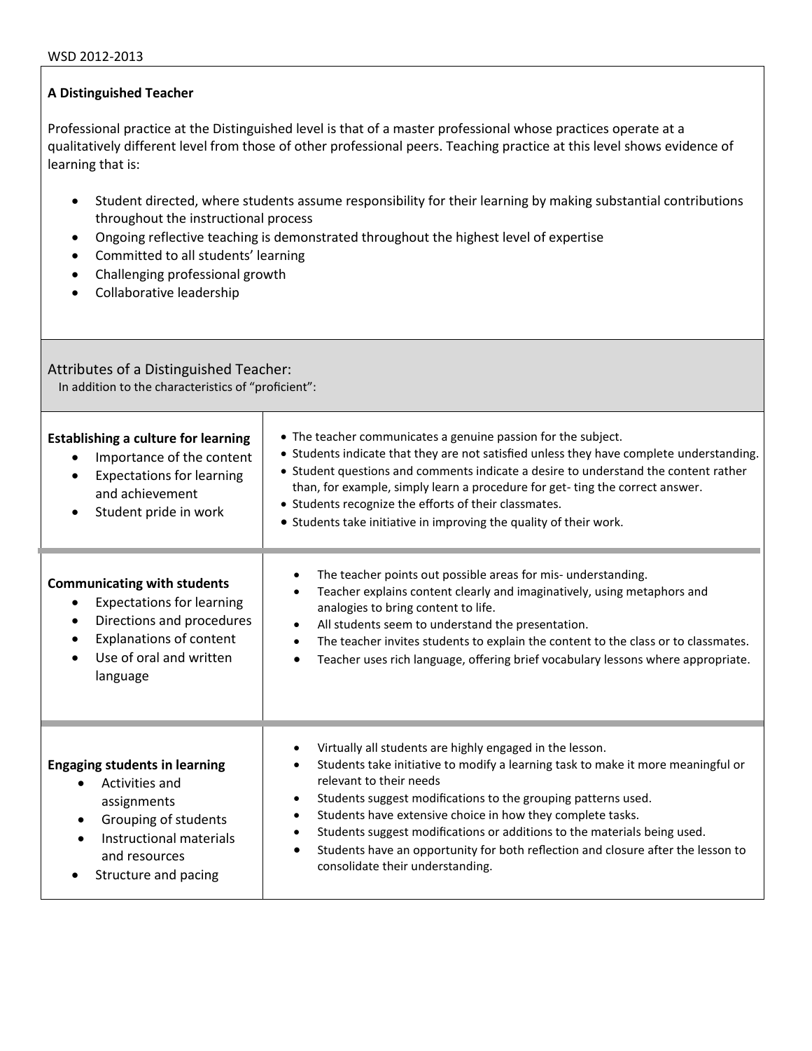WSD 2012-2013

**A Distinguished Teacher**

Professional practice at the Distinguished level is that of a master professional whose practices operate at a qualitatively different level from those of other professional peers. Teaching practice at this level shows evidence of learning that is:

- Student directed, where students assume responsibility for their learning by making substantial contributions throughout the instructional process
- Ongoing reflective teaching is demonstrated throughout the highest level of expertise
- Committed to all students' learning
- Challenging professional growth
- Collaborative leadership

## Attributes of a Distinguished Teacher:

In addition to the characteristics of "proficient":

| | |
|---|---|
| **Establishing a culture for learning**<br>• Importance of the content<br>• Expectations for learning and achievement<br>• Student pride in work | • The teacher communicates a genuine passion for the subject.<br>• Students indicate that they are not satisfied unless they have complete understanding.<br>• Student questions and comments indicate a desire to understand the content rather than, for example, simply learn a procedure for get- ting the correct answer.<br>• Students recognize the efforts of their classmates.<br>• Students take initiative in improving the quality of their work. |
| **Communicating with students**<br>• Expectations for learning<br>• Directions and procedures<br>• Explanations of content<br>• Use of oral and written language | • The teacher points out possible areas for mis- understanding.<br>• Teacher explains content clearly and imaginatively, using metaphors and analogies to bring content to life.<br>• All students seem to understand the presentation.<br>• The teacher invites students to explain the content to the class or to classmates.<br>• Teacher uses rich language, offering brief vocabulary lessons where appropriate. |
| **Engaging students in learning**<br>• Activities and assignments<br>• Grouping of students<br>• Instructional materials and resources<br>• Structure and pacing | • Virtually all students are highly engaged in the lesson.<br>• Students take initiative to modify a learning task to make it more meaningful or relevant to their needs<br>• Students suggest modifications to the grouping patterns used.<br>• Students have extensive choice in how they complete tasks.<br>• Students suggest modifications or additions to the materials being used.<br>• Students have an opportunity for both reflection and closure after the lesson to consolidate their understanding. |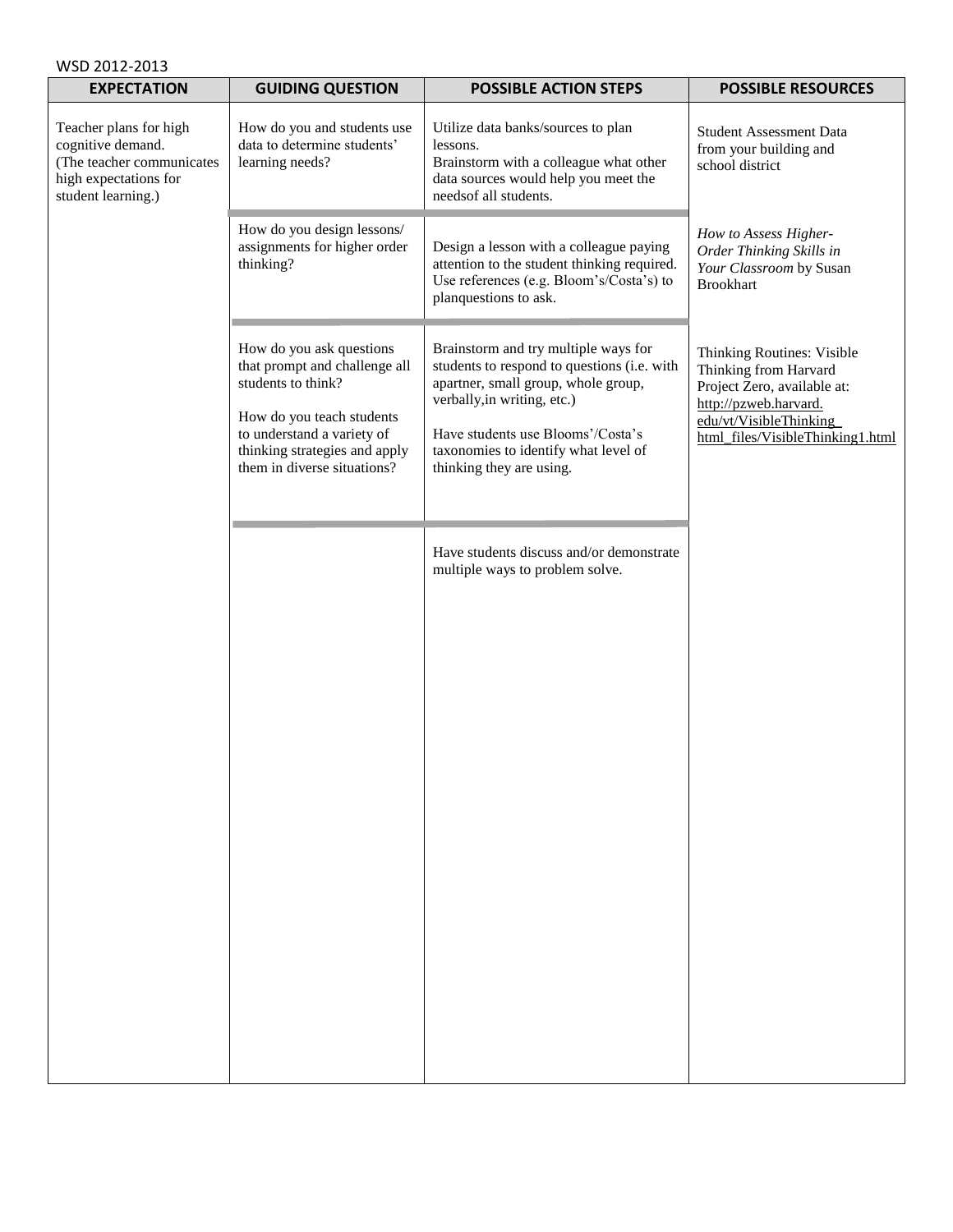WSD 2012-2013

| EXPECTATION | GUIDING QUESTION | POSSIBLE ACTION STEPS | POSSIBLE RESOURCES |
|---|---|---|---|
| Teacher plans for high cognitive demand. (The teacher communicates high expectations for student learning.) | How do you and students use data to determine students' learning needs? | Utilize data banks/sources to plan lessons. Brainstorm with a colleague what other data sources would help you meet the needsof all students. | Student Assessment Data from your building and school district |
| | How do you design lessons/ assignments for higher order thinking? | Design a lesson with a colleague paying attention to the student thinking required. Use references (e.g. Bloom's/Costa's) to planquestions to ask. | *How to Assess Higher-Order Thinking Skills in Your Classroom* by Susan Brookhart |
| | How do you ask questions that prompt and challenge all students to think?<br><br>How do you teach students to understand a variety of thinking strategies and apply them in diverse situations? | Brainstorm and try multiple ways for students to respond to questions (i.e. with apartner, small group, whole group, verbally,in writing, etc.)<br><br>Have students use Blooms'/Costa's taxonomies to identify what level of thinking they are using. | Thinking Routines: Visible Thinking from Harvard Project Zero, available at: http://pzweb.harvard.edu/vt/VisibleThinking_html_files/VisibleThinking1.html |
| | | Have students discuss and/or demonstrate multiple ways to problem solve. | |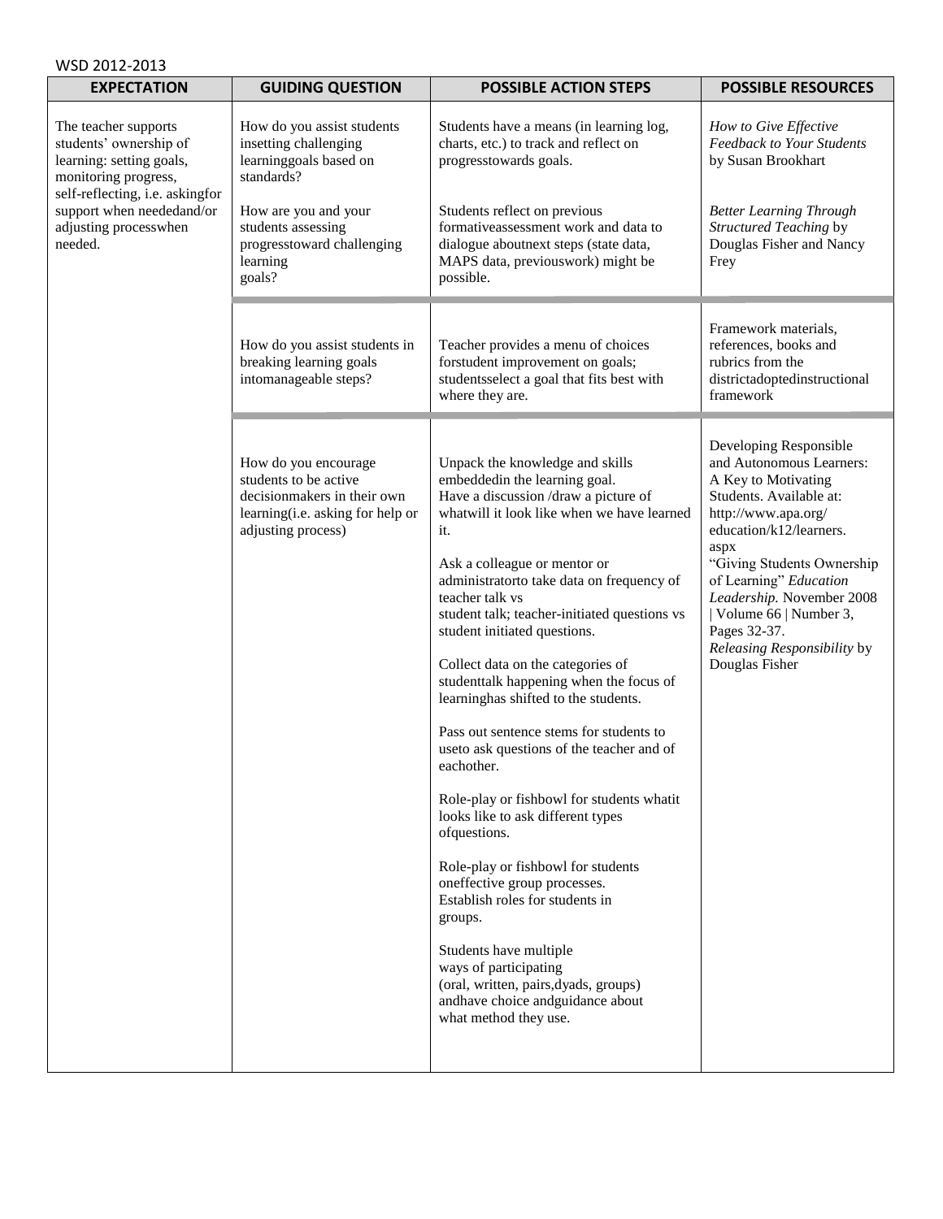WSD 2012-2013

| EXPECTATION | GUIDING QUESTION | POSSIBLE ACTION STEPS | POSSIBLE RESOURCES |
|---|---|---|---|
| The teacher supports students' ownership of learning: setting goals, monitoring progress, self-reflecting, i.e. askingfor support when neededand/or adjusting processwhen needed. | How do you assist students insetting challenging learninggoals based on standards?<br><br>How are you and your students assessing progresstoward challenging learning goals? | Students have a means (in learning log, charts, etc.) to track and reflect on progresstowards goals.<br><br>Students reflect on previous formativeassessment work and data to dialogue aboutnext steps (state data, MAPS data, previouswork) might be possible. | *How to Give Effective Feedback to Your Students* by Susan Brookhart<br><br>*Better Learning Through Structured Teaching* by Douglas Fisher and Nancy Frey |
| | How do you assist students in breaking learning goals intomanageable steps? | Teacher provides a menu of choices forstudent improvement on goals; studentsselect a goal that fits best with where they are. | Framework materials, references, books and rubrics from the districtadoptedinstructional framework |
| | How do you encourage students to be active decisionmakers in their own learning(i.e. asking for help or adjusting process) | Unpack the knowledge and skills embeddedin the learning goal. Have a discussion /draw a picture of whatwill it look like when we have learned it.<br><br>Ask a colleague or mentor or administratorto take data on frequency of teacher talk vs student talk; teacher-initiated questions vs student initiated questions.<br><br>Collect data on the categories of studenttalk happening when the focus of learninghas shifted to the students.<br><br>Pass out sentence stems for students to useto ask questions of the teacher and of eachother.<br><br>Role-play or fishbowl for students whatit looks like to ask different types ofquestions.<br><br>Role-play or fishbowl for students oneffective group processes. Establish roles for students in groups.<br><br>Students have multiple ways of participating (oral, written, pairs,dyads, groups) andhave choice andguidance about what method they use. | Developing Responsible and Autonomous Learners: A Key to Motivating Students. Available at: http://www.apa.org/education/k12/learners.aspx<br>"Giving Students Ownership of Learning" *Education Leadership.* November 2008 \| Volume 66 \| Number 3, Pages 32-37.<br>*Releasing Responsibility* by Douglas Fisher |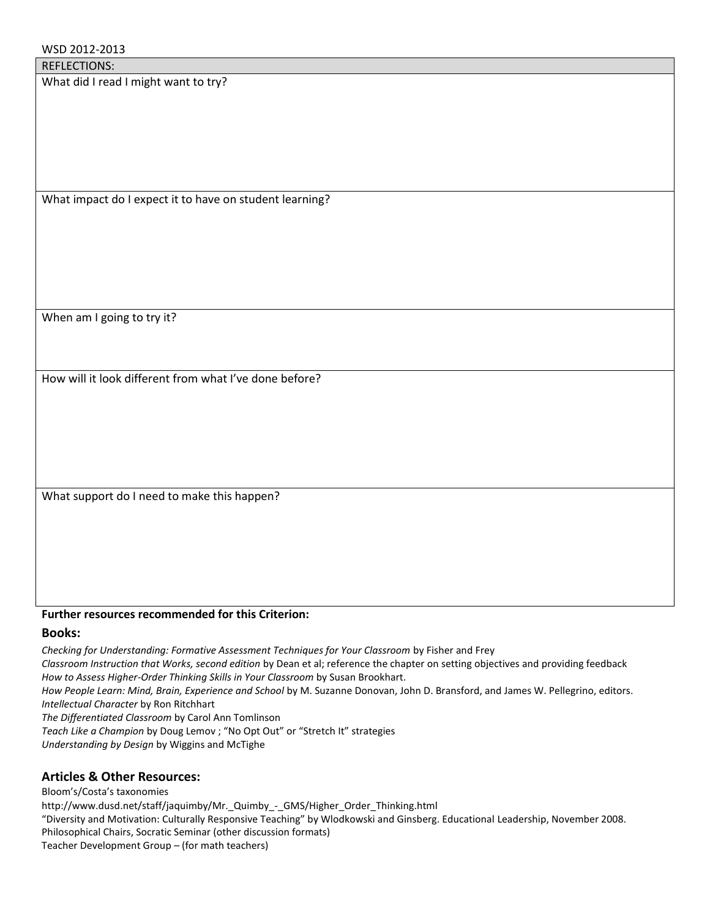WSD 2012-2013

| REFLECTIONS: |
| --- |
| What did I read I might want to try? |
| What impact do I expect it to have on student learning? |
| When am I going to try it? |
| How will it look different from what I've done before? |
| What support do I need to make this happen? |

**Further resources recommended for this Criterion:**

## Books:

*Checking for Understanding: Formative Assessment Techniques for Your Classroom* by Fisher and Frey
*Classroom Instruction that Works, second edition* by Dean et al; reference the chapter on setting objectives and providing feedback
*How to Assess Higher-Order Thinking Skills in Your Classroom* by Susan Brookhart.
*How People Learn: Mind, Brain, Experience and School* by M. Suzanne Donovan, John D. Bransford, and James W. Pellegrino, editors.
*Intellectual Character* by Ron Ritchhart
*The Differentiated Classroom* by Carol Ann Tomlinson
*Teach Like a Champion* by Doug Lemov ; "No Opt Out" or "Stretch It" strategies
*Understanding by Design* by Wiggins and McTighe

## Articles & Other Resources:

Bloom's/Costa's taxonomies
http://www.dusd.net/staff/jaquimby/Mr._Quimby_-_GMS/Higher_Order_Thinking.html
"Diversity and Motivation: Culturally Responsive Teaching" by Wlodkowski and Ginsberg. Educational Leadership, November 2008.
Philosophical Chairs, Socratic Seminar (other discussion formats)
Teacher Development Group – (for math teachers)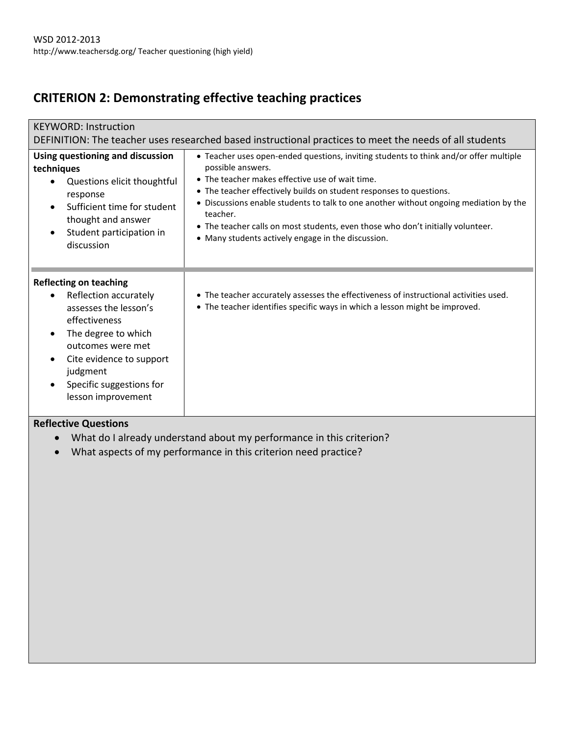WSD 2012-2013
http://www.teachersdg.org/ Teacher questioning (high yield)

## CRITERION 2: Demonstrating effective teaching practices

| KEYWORD: Instruction<br>DEFINITION: The teacher uses researched based instructional practices to meet the needs of all students | |
|---|---|
| **Using questioning and discussion techniques**<br>• Questions elicit thoughtful response<br>• Sufficient time for student thought and answer<br>• Student participation in discussion | • Teacher uses open-ended questions, inviting students to think and/or offer multiple possible answers.<br>• The teacher makes effective use of wait time.<br>• The teacher effectively builds on student responses to questions.<br>• Discussions enable students to talk to one another without ongoing mediation by the teacher.<br>• The teacher calls on most students, even those who don't initially volunteer.<br>• Many students actively engage in the discussion. |
| **Reflecting on teaching**<br>• Reflection accurately assesses the lesson's effectiveness<br>• The degree to which outcomes were met<br>• Cite evidence to support judgment<br>• Specific suggestions for lesson improvement | • The teacher accurately assesses the effectiveness of instructional activities used.<br>• The teacher identifies specific ways in which a lesson might be improved. |

**Reflective Questions**

- What do I already understand about my performance in this criterion?
- What aspects of my performance in this criterion need practice?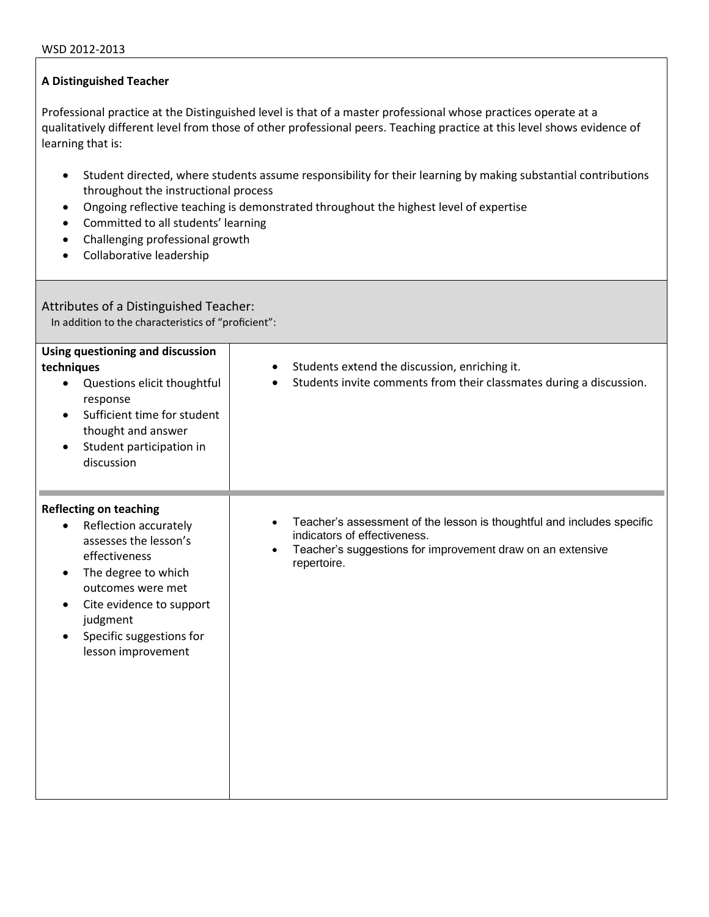### A Distinguished Teacher

Professional practice at the Distinguished level is that of a master professional whose practices operate at a qualitatively different level from those of other professional peers. Teaching practice at this level shows evidence of learning that is:

- Student directed, where students assume responsibility for their learning by making substantial contributions throughout the instructional process
- Ongoing reflective teaching is demonstrated throughout the highest level of expertise
- Committed to all students' learning
- Challenging professional growth
- Collaborative leadership

## Attributes of a Distinguished Teacher:

In addition to the characteristics of "proficient":

| | |
|---|---|
| **Using questioning and discussion techniques**<br>• Questions elicit thoughtful response<br>• Sufficient time for student thought and answer<br>• Student participation in discussion | • Students extend the discussion, enriching it.<br>• Students invite comments from their classmates during a discussion. |
| **Reflecting on teaching**<br>• Reflection accurately assesses the lesson's effectiveness<br>• The degree to which outcomes were met<br>• Cite evidence to support judgment<br>• Specific suggestions for lesson improvement | • Teacher's assessment of the lesson is thoughtful and includes specific indicators of effectiveness.<br>• Teacher's suggestions for improvement draw on an extensive repertoire. |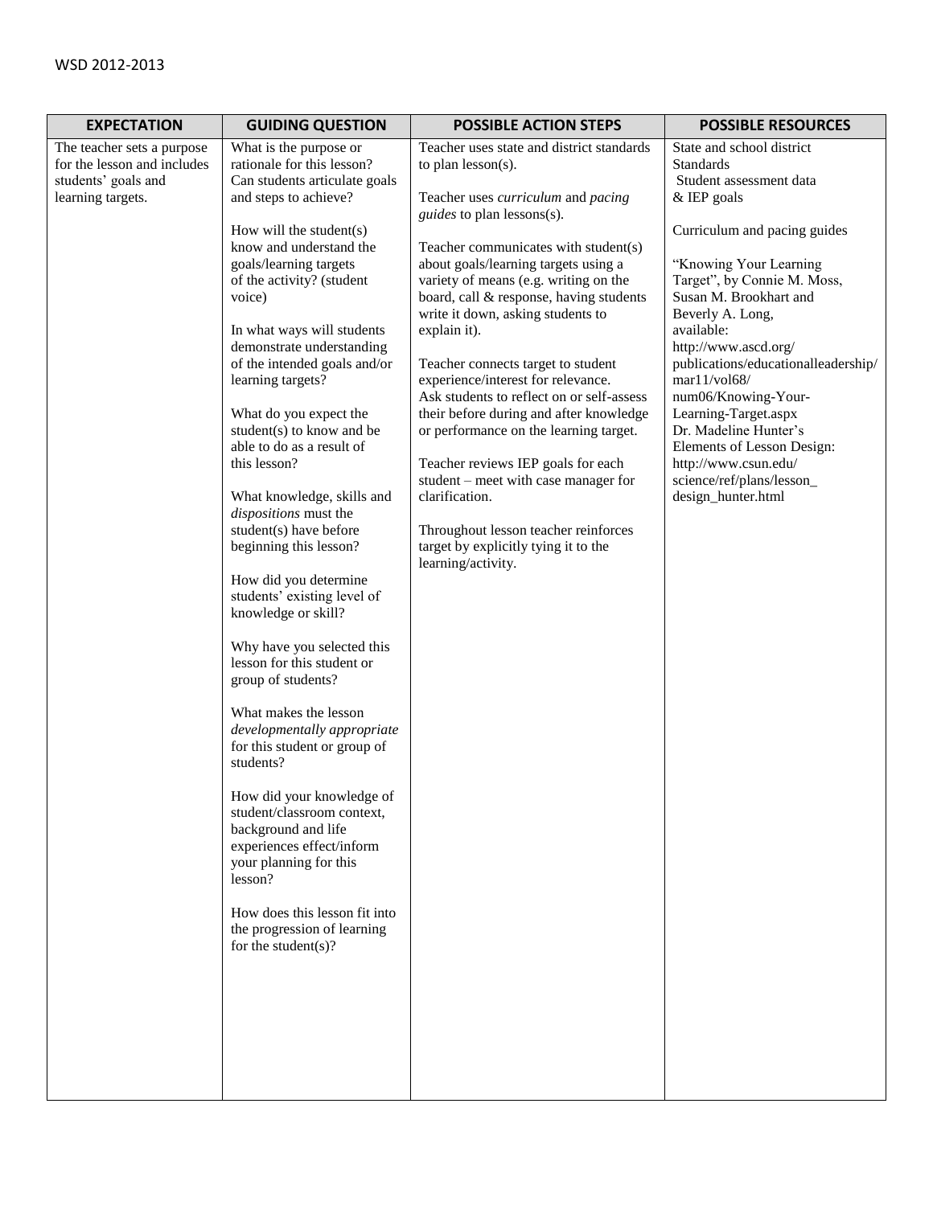| EXPECTATION | GUIDING QUESTION | POSSIBLE ACTION STEPS | POSSIBLE RESOURCES |
|---|---|---|---|
| The teacher sets a purpose for the lesson and includes students' goals and learning targets. | What is the purpose or rationale for this lesson? Can students articulate goals and steps to achieve?<br><br>How will the student(s) know and understand the goals/learning targets of the activity? (student voice)<br><br>In what ways will students demonstrate understanding of the intended goals and/or learning targets?<br><br>What do you expect the student(s) to know and be able to do as a result of this lesson?<br><br>What knowledge, skills and *dispositions* must the student(s) have before beginning this lesson?<br><br>How did you determine students' existing level of knowledge or skill?<br><br>Why have you selected this lesson for this student or group of students?<br><br>What makes the lesson *developmentally appropriate* for this student or group of students?<br><br>How did your knowledge of student/classroom context, background and life experiences effect/inform your planning for this lesson?<br><br>How does this lesson fit into the progression of learning for the student(s)? | Teacher uses state and district standards to plan lesson(s).<br><br>Teacher uses *curriculum* and *pacing guides* to plan lessons(s).<br><br>Teacher communicates with student(s) about goals/learning targets using a variety of means (e.g. writing on the board, call & response, having students write it down, asking students to explain it).<br><br>Teacher connects target to student experience/interest for relevance. Ask students to reflect on or self-assess their before during and after knowledge or performance on the learning target.<br><br>Teacher reviews IEP goals for each student – meet with case manager for clarification.<br><br>Throughout lesson teacher reinforces target by explicitly tying it to the learning/activity. | State and school district Standards<br>Student assessment data & IEP goals<br><br>Curriculum and pacing guides<br><br>"Knowing Your Learning Target", by Connie M. Moss, Susan M. Brookhart and Beverly A. Long, available: http://www.ascd.org/publications/educationalleadership/mar11/vol68/num06/Knowing-Your-Learning-Target.aspx<br>Dr. Madeline Hunter's Elements of Lesson Design: http://www.csun.edu/science/ref/plans/lesson_design_hunter.html |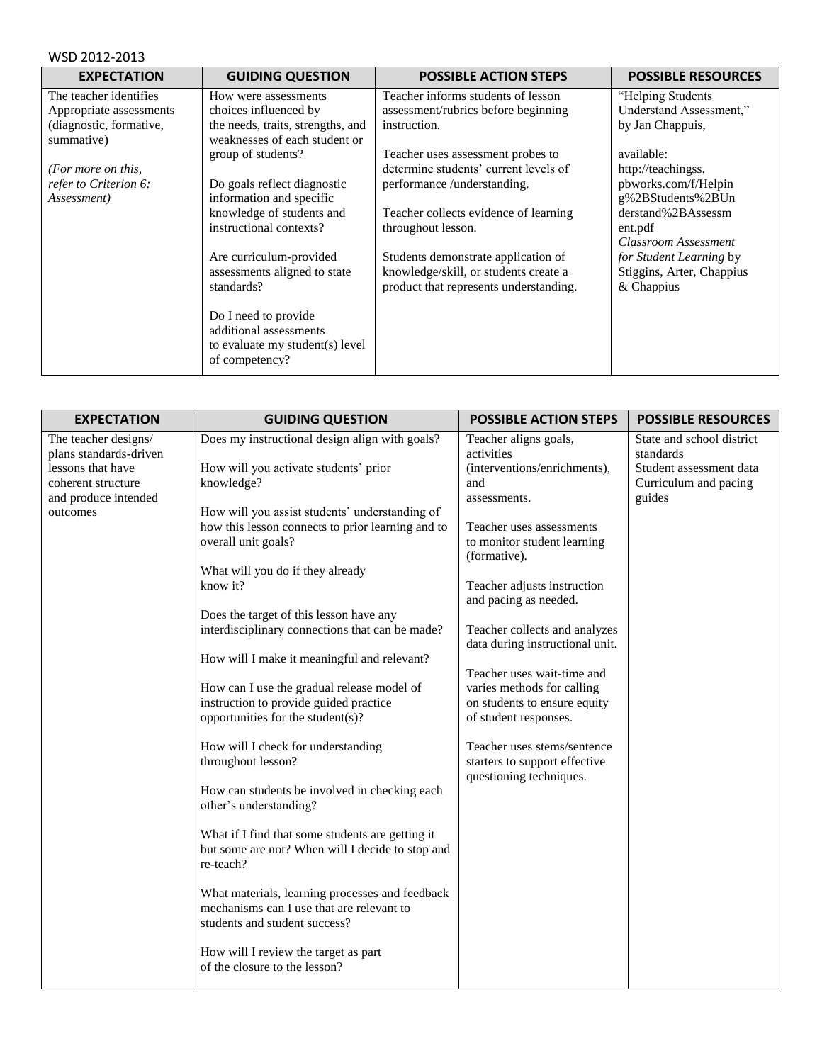WSD 2012-2013

| EXPECTATION | GUIDING QUESTION | POSSIBLE ACTION STEPS | POSSIBLE RESOURCES |
|---|---|---|---|
| The teacher identifies Appropriate assessments (diagnostic, formative, summative)<br><br>*(For more on this, refer to Criterion 6: Assessment)* | How were assessments choices influenced by the needs, traits, strengths, and weaknesses of each student or group of students?<br><br>Do goals reflect diagnostic information and specific knowledge of students and instructional contexts?<br><br>Are curriculum-provided assessments aligned to state standards?<br><br>Do I need to provide additional assessments to evaluate my student(s) level of competency? | Teacher informs students of lesson assessment/rubrics before beginning instruction.<br><br>Teacher uses assessment probes to determine students' current levels of performance /understanding.<br><br>Teacher collects evidence of learning throughout lesson.<br><br>Students demonstrate application of knowledge/skill, or students create a product that represents understanding. | "Helping Students Understand Assessment," by Jan Chappuis,<br><br>available: http://teachingss.pbworks.com/f/Helping%2BStudents%2BUnderstand%2BAssessment.pdf<br>*Classroom Assessment for Student Learning* by Stiggins, Arter, Chappius & Chappius |

| EXPECTATION | GUIDING QUESTION | POSSIBLE ACTION STEPS | POSSIBLE RESOURCES |
|---|---|---|---|
| The teacher designs/ plans standards-driven lessons that have coherent structure and produce intended outcomes | Does my instructional design align with goals?<br><br>How will you activate students' prior knowledge?<br><br>How will you assist students' understanding of how this lesson connects to prior learning and to overall unit goals?<br><br>What will you do if they already know it?<br><br>Does the target of this lesson have any interdisciplinary connections that can be made?<br><br>How will I make it meaningful and relevant?<br><br>How can I use the gradual release model of instruction to provide guided practice opportunities for the student(s)?<br><br>How will I check for understanding throughout lesson?<br><br>How can students be involved in checking each other's understanding?<br><br>What if I find that some students are getting it but some are not? When will I decide to stop and re-teach?<br><br>What materials, learning processes and feedback mechanisms can I use that are relevant to students and student success?<br><br>How will I review the target as part of the closure to the lesson? | Teacher aligns goals, activities (interventions/enrichments), and assessments.<br><br>Teacher uses assessments to monitor student learning (formative).<br><br>Teacher adjusts instruction and pacing as needed.<br><br>Teacher collects and analyzes data during instructional unit.<br><br>Teacher uses wait-time and varies methods for calling on students to ensure equity of student responses.<br><br>Teacher uses stems/sentence starters to support effective questioning techniques. | State and school district standards<br>Student assessment data<br>Curriculum and pacing guides |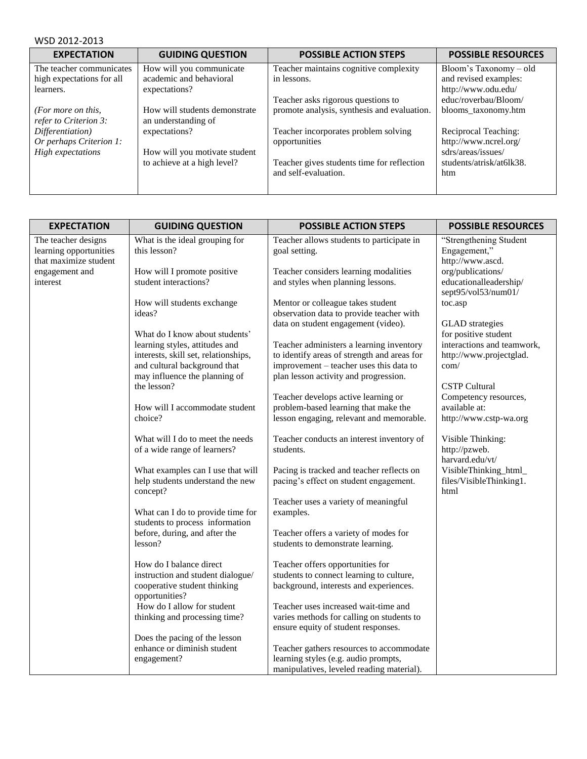WSD 2012-2013

| EXPECTATION | GUIDING QUESTION | POSSIBLE ACTION STEPS | POSSIBLE RESOURCES |
|---|---|---|---|
| The teacher communicates high expectations for all learners.<br><br>*(For more on this, refer to Criterion 3: Differentiation)*<br>*Or perhaps Criterion 1: High expectations* | How will you communicate academic and behavioral expectations?<br><br>How will students demonstrate an understanding of expectations?<br><br>How will you motivate student to achieve at a high level? | Teacher maintains cognitive complexity in lessons.<br><br>Teacher asks rigorous questions to promote analysis, synthesis and evaluation.<br><br>Teacher incorporates problem solving opportunities<br><br>Teacher gives students time for reflection and self-evaluation. | Bloom's Taxonomy – old and revised examples: http://www.odu.edu/educ/roverbau/Bloom/blooms_taxonomy.htm<br><br>Reciprocal Teaching: http://www.ncrel.org/sdrs/areas/issues/students/atrisk/at6lk38.htm |

| EXPECTATION | GUIDING QUESTION | POSSIBLE ACTION STEPS | POSSIBLE RESOURCES |
|---|---|---|---|
| The teacher designs learning opportunities that maximize student engagement and interest | What is the ideal grouping for this lesson?<br><br>How will I promote positive student interactions?<br><br>How will students exchange ideas?<br><br>What do I know about students' learning styles, attitudes and interests, skill set, relationships, and cultural background that may influence the planning of the lesson?<br><br>How will I accommodate student choice?<br><br>What will I do to meet the needs of a wide range of learners?<br><br>What examples can I use that will help students understand the new concept?<br><br>What can I do to provide time for students to process information before, during, and after the lesson?<br><br>How do I balance direct instruction and student dialogue/cooperative student thinking opportunities?<br>How do I allow for student thinking and processing time?<br><br>Does the pacing of the lesson enhance or diminish student engagement? | Teacher allows students to participate in goal setting.<br><br>Teacher considers learning modalities and styles when planning lessons.<br><br>Mentor or colleague takes student observation data to provide teacher with data on student engagement (video).<br><br>Teacher administers a learning inventory to identify areas of strength and areas for improvement – teacher uses this data to plan lesson activity and progression.<br><br>Teacher develops active learning or problem-based learning that make the lesson engaging, relevant and memorable.<br><br>Teacher conducts an interest inventory of students.<br><br>Pacing is tracked and teacher reflects on pacing's effect on student engagement.<br><br>Teacher uses a variety of meaningful examples.<br><br>Teacher offers a variety of modes for students to demonstrate learning.<br><br>Teacher offers opportunities for students to connect learning to culture, background, interests and experiences.<br><br>Teacher uses increased wait-time and varies methods for calling on students to ensure equity of student responses.<br><br>Teacher gathers resources to accommodate learning styles (e.g. audio prompts, manipulatives, leveled reading material). | "Strengthening Student Engagement," http://www.ascd.org/publications/educationalleadership/sept95/vol53/num01/toc.asp<br><br>GLAD strategies for positive student interactions and teamwork, http://www.projectglad.com/<br><br>CSTP Cultural Competency resources, available at: http://www.cstp-wa.org<br><br>Visible Thinking: http://pzweb.harvard.edu/vt/VisibleThinking_html_files/VisibleThinking1.html |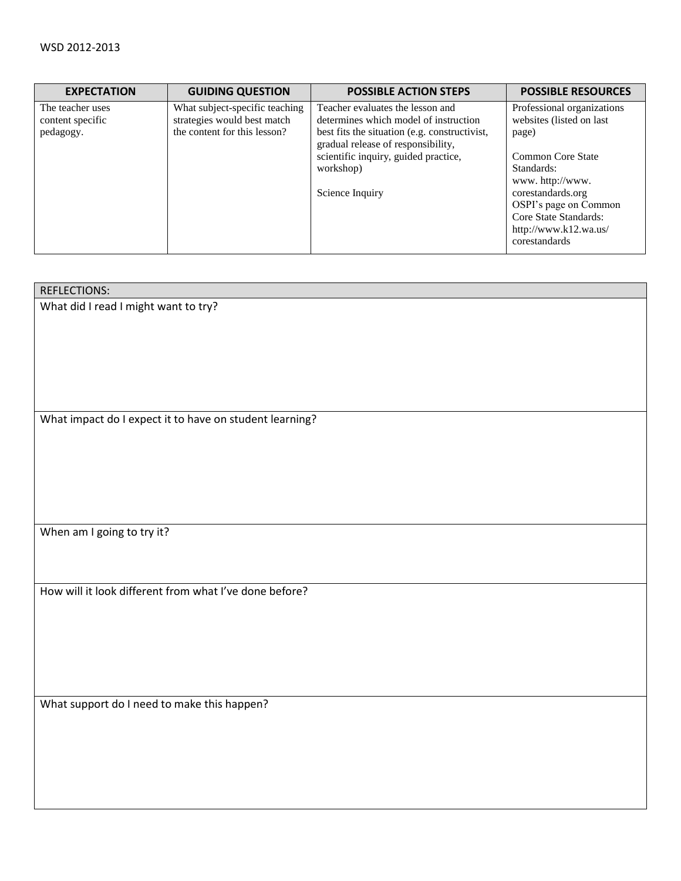| EXPECTATION | GUIDING QUESTION | POSSIBLE ACTION STEPS | POSSIBLE RESOURCES |
|---|---|---|---|
| The teacher uses content specific pedagogy. | What subject-specific teaching strategies would best match the content for this lesson? | Teacher evaluates the lesson and determines which model of instruction best fits the situation (e.g. constructivist, gradual release of responsibility, scientific inquiry, guided practice, workshop)<br><br>Science Inquiry | Professional organizations websites (listed on last page)<br><br>Common Core State Standards: www. http://www. corestandards.org<br>OSPI's page on Common Core State Standards: http://www.k12.wa.us/ corestandards |

| REFLECTIONS: |
|---|
| What did I read I might want to try? |
| What impact do I expect it to have on student learning? |
| When am I going to try it? |
| How will it look different from what I've done before? |
| What support do I need to make this happen? |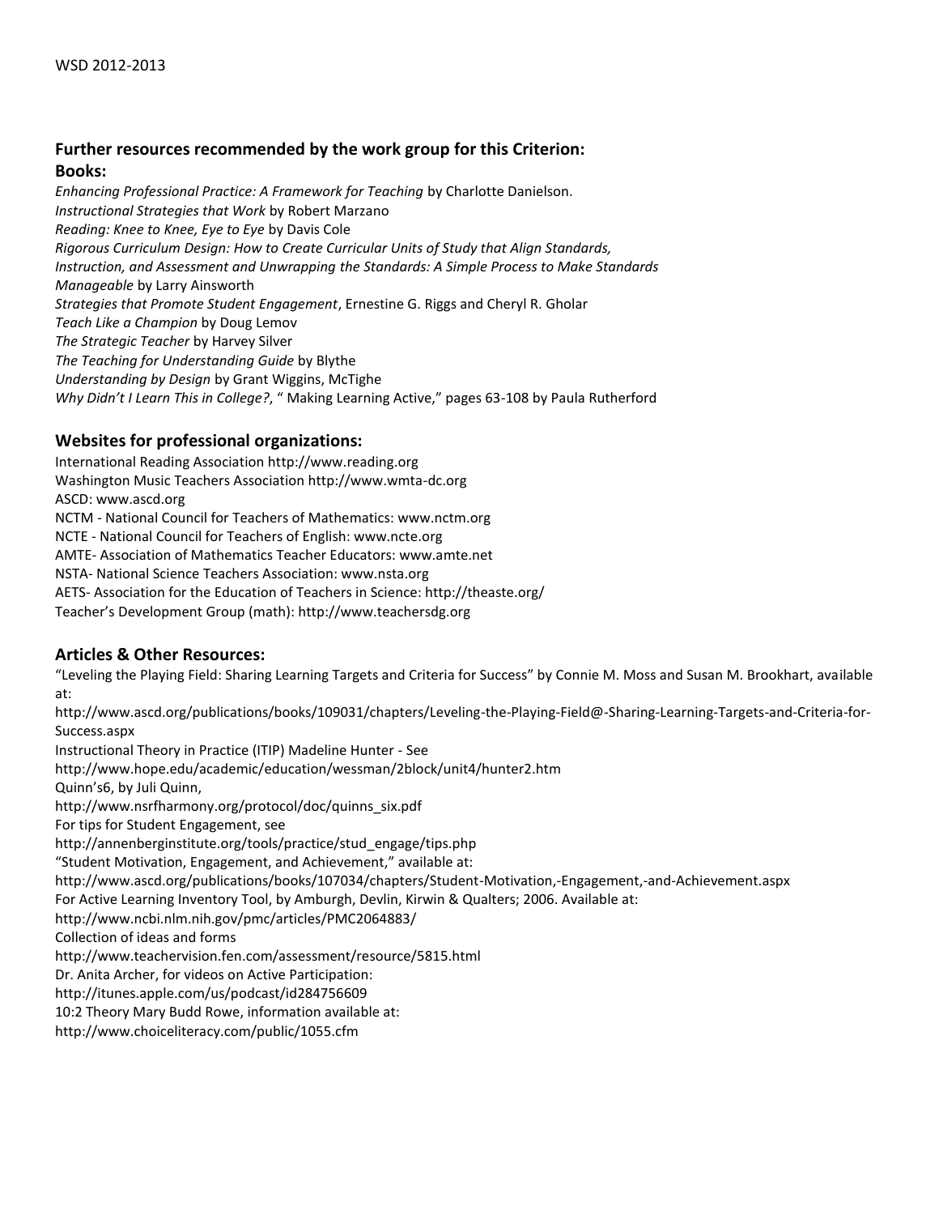## Further resources recommended by the work group for this Criterion:

### Books:

*Enhancing Professional Practice: A Framework for Teaching* by Charlotte Danielson.
*Instructional Strategies that Work* by Robert Marzano
*Reading: Knee to Knee, Eye to Eye* by Davis Cole
*Rigorous Curriculum Design: How to Create Curricular Units of Study that Align Standards, Instruction, and Assessment and Unwrapping the Standards: A Simple Process to Make Standards Manageable* by Larry Ainsworth
*Strategies that Promote Student Engagement*, Ernestine G. Riggs and Cheryl R. Gholar
*Teach Like a Champion* by Doug Lemov
*The Strategic Teacher* by Harvey Silver
*The Teaching for Understanding Guide* by Blythe
*Understanding by Design* by Grant Wiggins, McTighe
*Why Didn't I Learn This in College?*, " Making Learning Active," pages 63-108 by Paula Rutherford

## Websites for professional organizations:

International Reading Association http://www.reading.org
Washington Music Teachers Association http://www.wmta-dc.org
ASCD: www.ascd.org
NCTM - National Council for Teachers of Mathematics: www.nctm.org
NCTE - National Council for Teachers of English: www.ncte.org
AMTE- Association of Mathematics Teacher Educators: www.amte.net
NSTA- National Science Teachers Association: www.nsta.org
AETS- Association for the Education of Teachers in Science: http://theaste.org/
Teacher's Development Group (math): http://www.teachersdg.org

## Articles & Other Resources:

"Leveling the Playing Field: Sharing Learning Targets and Criteria for Success" by Connie M. Moss and Susan M. Brookhart, available at:
http://www.ascd.org/publications/books/109031/chapters/Leveling-the-Playing-Field@-Sharing-Learning-Targets-and-Criteria-for-Success.aspx
Instructional Theory in Practice (ITIP) Madeline Hunter - See
http://www.hope.edu/academic/education/wessman/2block/unit4/hunter2.htm
Quinn's6, by Juli Quinn,
http://www.nsrfharmony.org/protocol/doc/quinns_six.pdf
For tips for Student Engagement, see
http://annenberginstitute.org/tools/practice/stud_engage/tips.php
"Student Motivation, Engagement, and Achievement," available at:
http://www.ascd.org/publications/books/107034/chapters/Student-Motivation,-Engagement,-and-Achievement.aspx
For Active Learning Inventory Tool, by Amburgh, Devlin, Kirwin & Qualters; 2006. Available at:
http://www.ncbi.nlm.nih.gov/pmc/articles/PMC2064883/
Collection of ideas and forms
http://www.teachervision.fen.com/assessment/resource/5815.html
Dr. Anita Archer, for videos on Active Participation:
http://itunes.apple.com/us/podcast/id284756609
10:2 Theory Mary Budd Rowe, information available at:
http://www.choiceliteracy.com/public/1055.cfm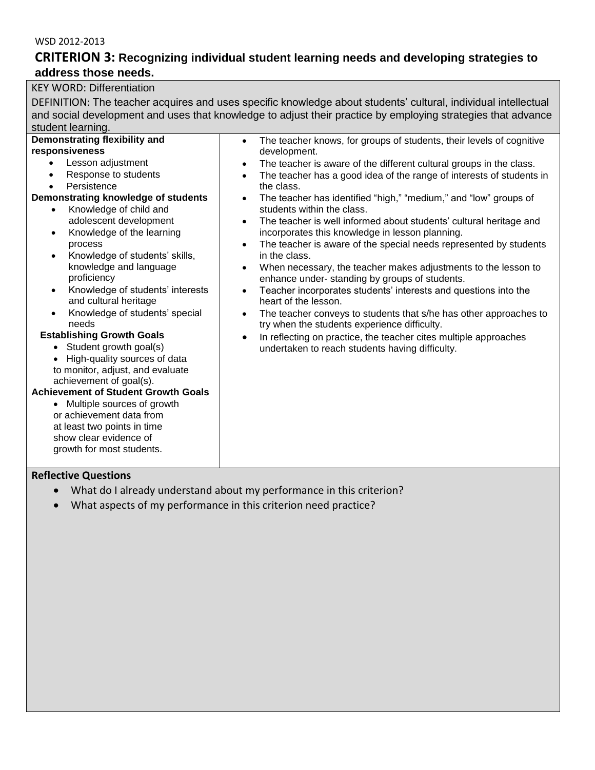WSD 2012-2013

## CRITERION 3: Recognizing individual student learning needs and developing strategies to address those needs.

KEY WORD: Differentiation

DEFINITION: The teacher acquires and uses specific knowledge about students' cultural, individual intellectual and social development and uses that knowledge to adjust their practice by employing strategies that advance student learning.

**Demonstrating flexibility and responsiveness**

- Lesson adjustment
- Response to students
- Persistence

**Demonstrating knowledge of students**

- Knowledge of child and adolescent development
- Knowledge of the learning process
- Knowledge of students' skills, knowledge and language proficiency
- Knowledge of students' interests and cultural heritage
- Knowledge of students' special needs

**Establishing Growth Goals**

- Student growth goal(s)
- High-quality sources of data to monitor, adjust, and evaluate achievement of goal(s).

**Achievement of Student Growth Goals**

- Multiple sources of growth or achievement data from at least two points in time show clear evidence of growth for most students.

---

- The teacher knows, for groups of students, their levels of cognitive development.
- The teacher is aware of the different cultural groups in the class.
- The teacher has a good idea of the range of interests of students in the class.
- The teacher has identified "high," "medium," and "low" groups of students within the class.
- The teacher is well informed about students' cultural heritage and incorporates this knowledge in lesson planning.
- The teacher is aware of the special needs represented by students in the class.
- When necessary, the teacher makes adjustments to the lesson to enhance under- standing by groups of students.
- Teacher incorporates students' interests and questions into the heart of the lesson.
- The teacher conveys to students that s/he has other approaches to try when the students experience difficulty.
- In reflecting on practice, the teacher cites multiple approaches undertaken to reach students having difficulty.

**Reflective Questions**

- What do I already understand about my performance in this criterion?
- What aspects of my performance in this criterion need practice?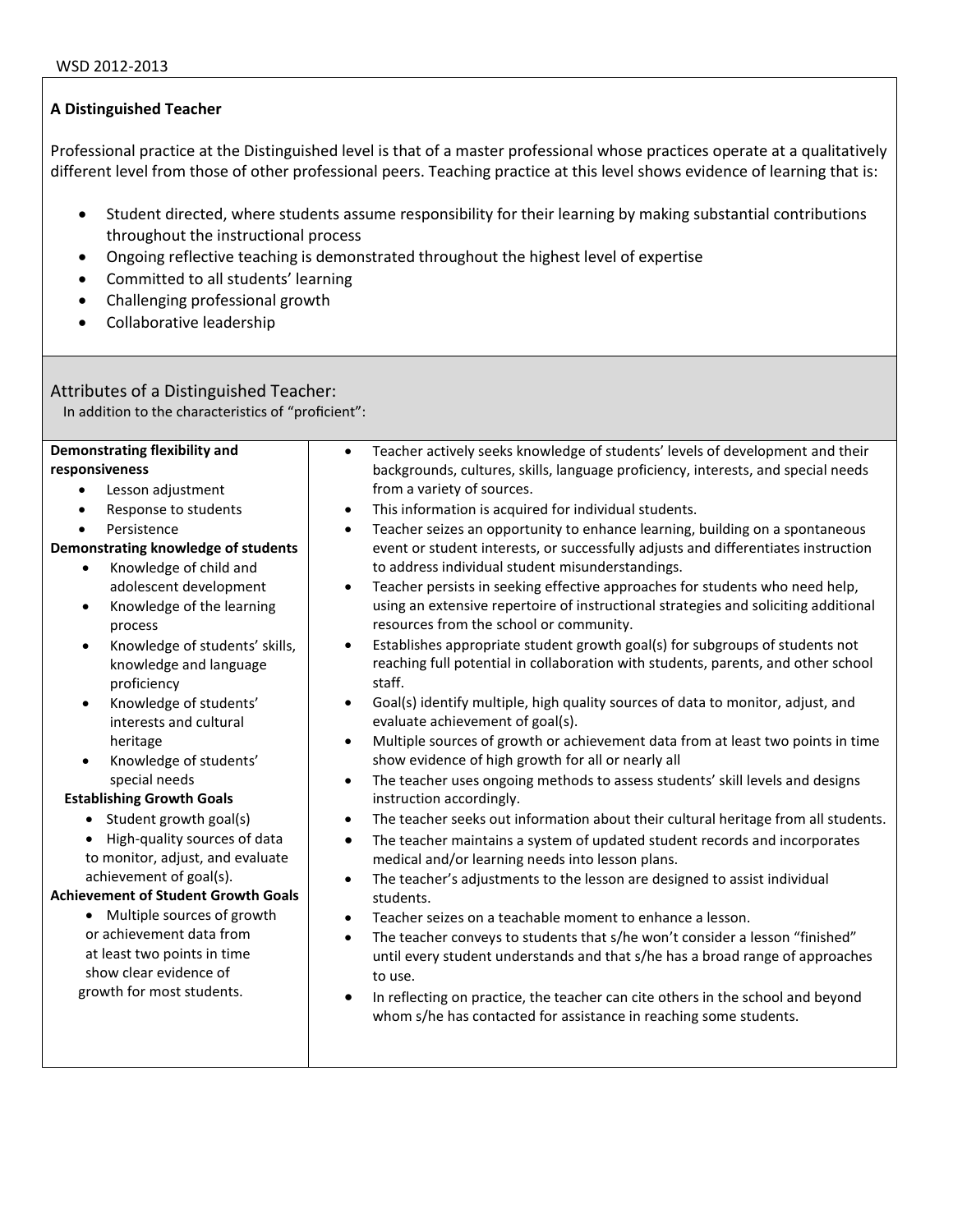WSD 2012-2013

**A Distinguished Teacher**

Professional practice at the Distinguished level is that of a master professional whose practices operate at a qualitatively different level from those of other professional peers. Teaching practice at this level shows evidence of learning that is:

- Student directed, where students assume responsibility for their learning by making substantial contributions throughout the instructional process
- Ongoing reflective teaching is demonstrated throughout the highest level of expertise
- Committed to all students' learning
- Challenging professional growth
- Collaborative leadership

## Attributes of a Distinguished Teacher:

In addition to the characteristics of "proficient":

| | |
|---|---|
| **Demonstrating flexibility and responsiveness**<br>• Lesson adjustment<br>• Response to students<br>• Persistence<br>**Demonstrating knowledge of students**<br>• Knowledge of child and adolescent development<br>• Knowledge of the learning process<br>• Knowledge of students' skills, knowledge and language proficiency<br>• Knowledge of students' interests and cultural heritage<br>• Knowledge of students' special needs<br>**Establishing Growth Goals**<br>• Student growth goal(s)<br>• High-quality sources of data to monitor, adjust, and evaluate achievement of goal(s).<br>**Achievement of Student Growth Goals**<br>• Multiple sources of growth or achievement data from at least two points in time show clear evidence of growth for most students. | • Teacher actively seeks knowledge of students' levels of development and their backgrounds, cultures, skills, language proficiency, interests, and special needs from a variety of sources.<br>• This information is acquired for individual students.<br>• Teacher seizes an opportunity to enhance learning, building on a spontaneous event or student interests, or successfully adjusts and differentiates instruction to address individual student misunderstandings.<br>• Teacher persists in seeking effective approaches for students who need help, using an extensive repertoire of instructional strategies and soliciting additional resources from the school or community.<br>• Establishes appropriate student growth goal(s) for subgroups of students not reaching full potential in collaboration with students, parents, and other school staff.<br>• Goal(s) identify multiple, high quality sources of data to monitor, adjust, and evaluate achievement of goal(s).<br>• Multiple sources of growth or achievement data from at least two points in time show evidence of high growth for all or nearly all<br>• The teacher uses ongoing methods to assess students' skill levels and designs instruction accordingly.<br>• The teacher seeks out information about their cultural heritage from all students.<br>• The teacher maintains a system of updated student records and incorporates medical and/or learning needs into lesson plans.<br>• The teacher's adjustments to the lesson are designed to assist individual students.<br>• Teacher seizes on a teachable moment to enhance a lesson.<br>• The teacher conveys to students that s/he won't consider a lesson "finished" until every student understands and that s/he has a broad range of approaches to use.<br>• In reflecting on practice, the teacher can cite others in the school and beyond whom s/he has contacted for assistance in reaching some students. |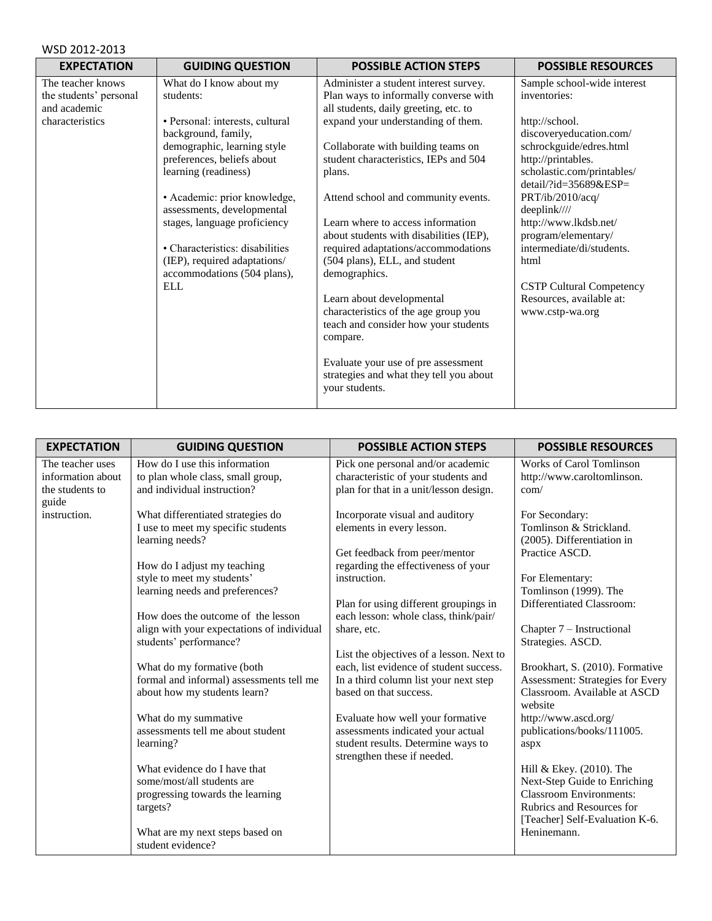WSD 2012-2013

| EXPECTATION | GUIDING QUESTION | POSSIBLE ACTION STEPS | POSSIBLE RESOURCES |
|---|---|---|---|
| The teacher knows the students' personal and academic characteristics | What do I know about my students:<br><br>• Personal: interests, cultural background, family, demographic, learning style preferences, beliefs about learning (readiness)<br><br>• Academic: prior knowledge, assessments, developmental stages, language proficiency<br><br>• Characteristics: disabilities (IEP), required adaptations/ accommodations (504 plans), ELL | Administer a student interest survey. Plan ways to informally converse with all students, daily greeting, etc. to expand your understanding of them.<br><br>Collaborate with building teams on student characteristics, IEPs and 504 plans.<br><br>Attend school and community events.<br><br>Learn where to access information about students with disabilities (IEP), required adaptations/accommodations (504 plans), ELL, and student demographics.<br><br>Learn about developmental characteristics of the age group you teach and consider how your students compare.<br><br>Evaluate your use of pre assessment strategies and what they tell you about your students. | Sample school-wide interest inventories:<br><br>http://school.discoveryeducation.com/schrockguide/edres.html<br>http://printables.scholastic.com/printables/detail/?id=35689&ESP=PRT/ib/2010/acq/deeplink////<br>http://www.lkdsb.net/program/elementary/intermediate/di/students.html<br><br>CSTP Cultural Competency Resources, available at: www.cstp-wa.org |

| EXPECTATION | GUIDING QUESTION | POSSIBLE ACTION STEPS | POSSIBLE RESOURCES |
|---|---|---|---|
| The teacher uses information about the students to guide instruction. | How do I use this information to plan whole class, small group, and individual instruction?<br><br>What differentiated strategies do I use to meet my specific students learning needs?<br><br>How do I adjust my teaching style to meet my students' learning needs and preferences?<br><br>How does the outcome of the lesson align with your expectations of individual students' performance?<br><br>What do my formative (both formal and informal) assessments tell me about how my students learn?<br><br>What do my summative assessments tell me about student learning?<br><br>What evidence do I have that some/most/all students are progressing towards the learning targets?<br><br>What are my next steps based on student evidence? | Pick one personal and/or academic characteristic of your students and plan for that in a unit/lesson design.<br><br>Incorporate visual and auditory elements in every lesson.<br><br>Get feedback from peer/mentor regarding the effectiveness of your instruction.<br><br>Plan for using different groupings in each lesson: whole class, think/pair/ share, etc.<br><br>List the objectives of a lesson. Next to each, list evidence of student success. In a third column list your next step based on that success.<br><br>Evaluate how well your formative assessments indicated your actual student results. Determine ways to strengthen these if needed. | Works of Carol Tomlinson http://www.caroltomlinson.com/<br><br>For Secondary:<br>Tomlinson & Strickland. (2005). Differentiation in Practice ASCD.<br><br>For Elementary:<br>Tomlinson (1999). The Differentiated Classroom:<br><br>Chapter 7 – Instructional Strategies. ASCD.<br><br>Brookhart, S. (2010). Formative Assessment: Strategies for Every Classroom. Available at ASCD website http://www.ascd.org/publications/books/111005.aspx<br><br>Hill & Ekey. (2010). The Next-Step Guide to Enriching Classroom Environments: Rubrics and Resources for [Teacher] Self-Evaluation K-6. Heninemann. |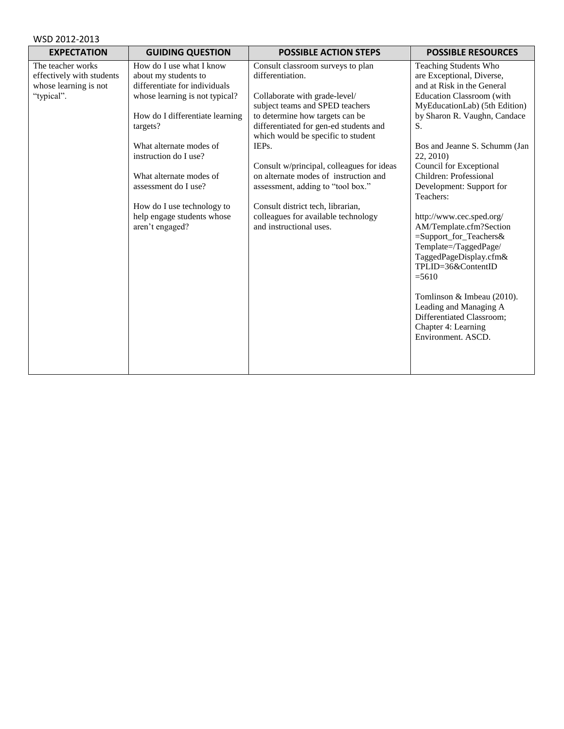WSD 2012-2013

| EXPECTATION | GUIDING QUESTION | POSSIBLE ACTION STEPS | POSSIBLE RESOURCES |
| --- | --- | --- | --- |
| The teacher works effectively with students whose learning is not "typical". | How do I use what I know about my students to differentiate for individuals whose learning is not typical?<br><br>How do I differentiate learning targets?<br><br>What alternate modes of instruction do I use?<br><br>What alternate modes of assessment do I use?<br><br>How do I use technology to help engage students whose aren't engaged? | Consult classroom surveys to plan differentiation.<br><br>Collaborate with grade-level/ subject teams and SPED teachers to determine how targets can be differentiated for gen-ed students and which would be specific to student IEPs.<br><br>Consult w/principal, colleagues for ideas on alternate modes of instruction and assessment, adding to "tool box."<br><br>Consult district tech, librarian, colleagues for available technology and instructional uses. | Teaching Students Who are Exceptional, Diverse, and at Risk in the General Education Classroom (with MyEducationLab) (5th Edition) by Sharon R. Vaughn, Candace S.<br><br>Bos and Jeanne S. Schumm (Jan 22, 2010)<br>Council for Exceptional Children: Professional Development: Support for Teachers:<br><br>http://www.cec.sped.org/AM/Template.cfm?Section=Support_for_Teachers&Template=/TaggedPage/TaggedPageDisplay.cfm&TPLID=36&ContentID=5610<br><br>Tomlinson & Imbeau (2010). Leading and Managing A Differentiated Classroom; Chapter 4: Learning Environment. ASCD. |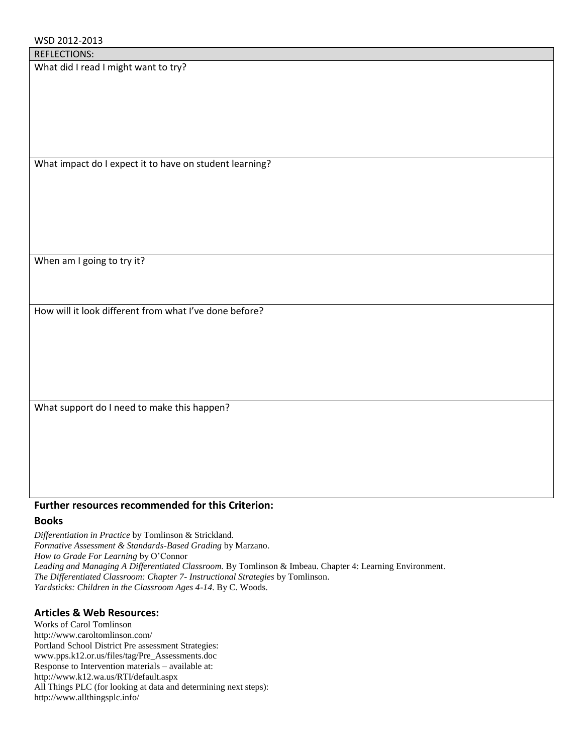WSD 2012-2013

| REFLECTIONS: |
|---|
| What did I read I might want to try? |
| What impact do I expect it to have on student learning? |
| When am I going to try it? |
| How will it look different from what I've done before? |
| What support do I need to make this happen? |

## Further resources recommended for this Criterion:

### Books

*Differentiation in Practice* by Tomlinson & Strickland.
*Formative Assessment & Standards-Based Grading* by Marzano.
*How to Grade For Learning* by O'Connor
*Leading and Managing A Differentiated Classroom.* By Tomlinson & Imbeau. Chapter 4: Learning Environment.
*The Differentiated Classroom: Chapter 7- Instructional Strategies* by Tomlinson.
*Yardsticks: Children in the Classroom Ages 4-14.* By C. Woods.

### Articles & Web Resources:

Works of Carol Tomlinson
http://www.caroltomlinson.com/
Portland School District Pre assessment Strategies:
www.pps.k12.or.us/files/tag/Pre_Assessments.doc
Response to Intervention materials – available at:
http://www.k12.wa.us/RTI/default.aspx
All Things PLC (for looking at data and determining next steps):
http://www.allthingsplc.info/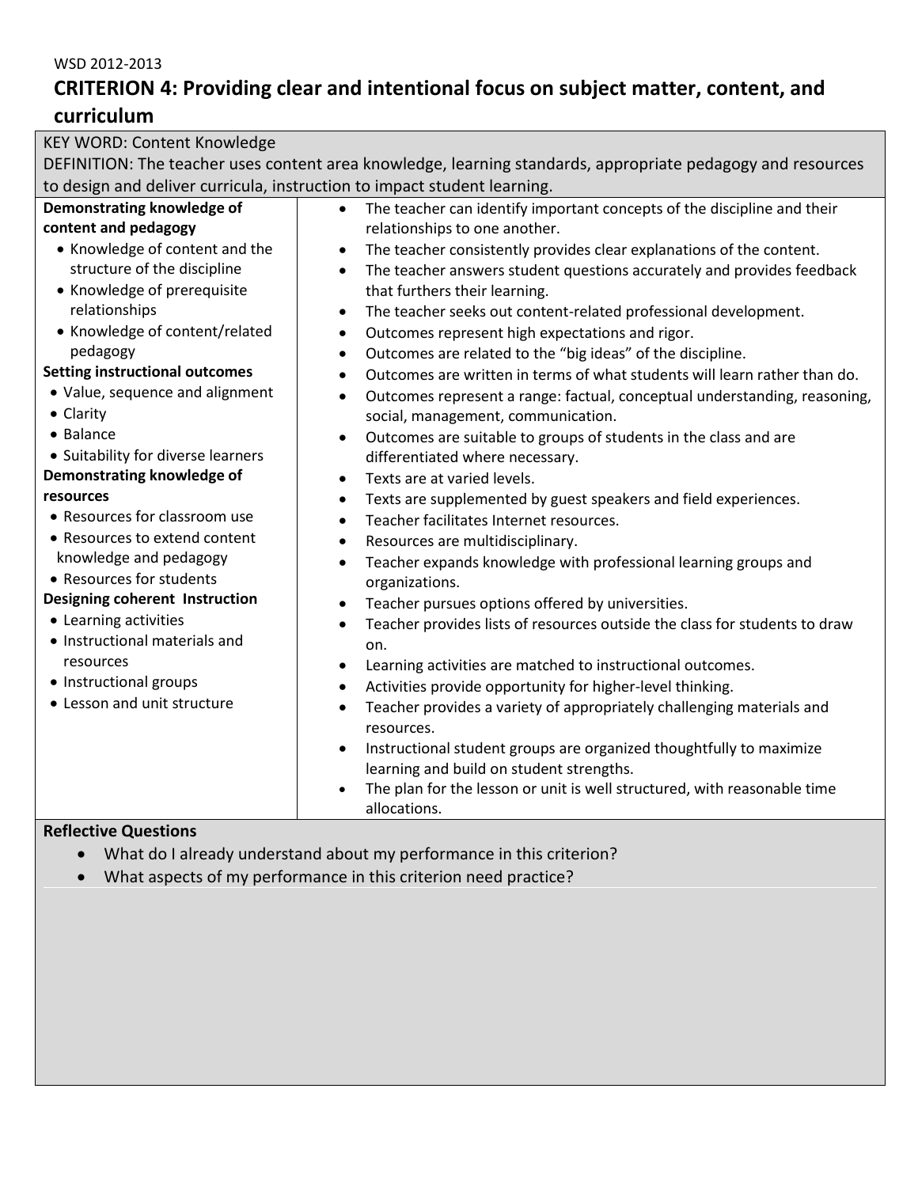WSD 2012-2013

# CRITERION 4: Providing clear and intentional focus on subject matter, content, and curriculum

KEY WORD: Content Knowledge

DEFINITION: The teacher uses content area knowledge, learning standards, appropriate pedagogy and resources to design and deliver curricula, instruction to impact student learning.

| | |
|---|---|
| **Demonstrating knowledge of content and pedagogy**<br>• Knowledge of content and the structure of the discipline<br>• Knowledge of prerequisite relationships<br>• Knowledge of content/related pedagogy<br>**Setting instructional outcomes**<br>• Value, sequence and alignment<br>• Clarity<br>• Balance<br>• Suitability for diverse learners<br>**Demonstrating knowledge of resources**<br>• Resources for classroom use<br>• Resources to extend content knowledge and pedagogy<br>• Resources for students<br>**Designing coherent Instruction**<br>• Learning activities<br>• Instructional materials and resources<br>• Instructional groups<br>• Lesson and unit structure | • The teacher can identify important concepts of the discipline and their relationships to one another.<br>• The teacher consistently provides clear explanations of the content.<br>• The teacher answers student questions accurately and provides feedback that furthers their learning.<br>• The teacher seeks out content-related professional development.<br>• Outcomes represent high expectations and rigor.<br>• Outcomes are related to the "big ideas" of the discipline.<br>• Outcomes are written in terms of what students will learn rather than do.<br>• Outcomes represent a range: factual, conceptual understanding, reasoning, social, management, communication.<br>• Outcomes are suitable to groups of students in the class and are differentiated where necessary.<br>• Texts are at varied levels.<br>• Texts are supplemented by guest speakers and field experiences.<br>• Teacher facilitates Internet resources.<br>• Resources are multidisciplinary.<br>• Teacher expands knowledge with professional learning groups and organizations.<br>• Teacher pursues options offered by universities.<br>• Teacher provides lists of resources outside the class for students to draw on.<br>• Learning activities are matched to instructional outcomes.<br>• Activities provide opportunity for higher-level thinking.<br>• Teacher provides a variety of appropriately challenging materials and resources.<br>• Instructional student groups are organized thoughtfully to maximize learning and build on student strengths.<br>• The plan for the lesson or unit is well structured, with reasonable time allocations. |

**Reflective Questions**

- What do I already understand about my performance in this criterion?
- What aspects of my performance in this criterion need practice?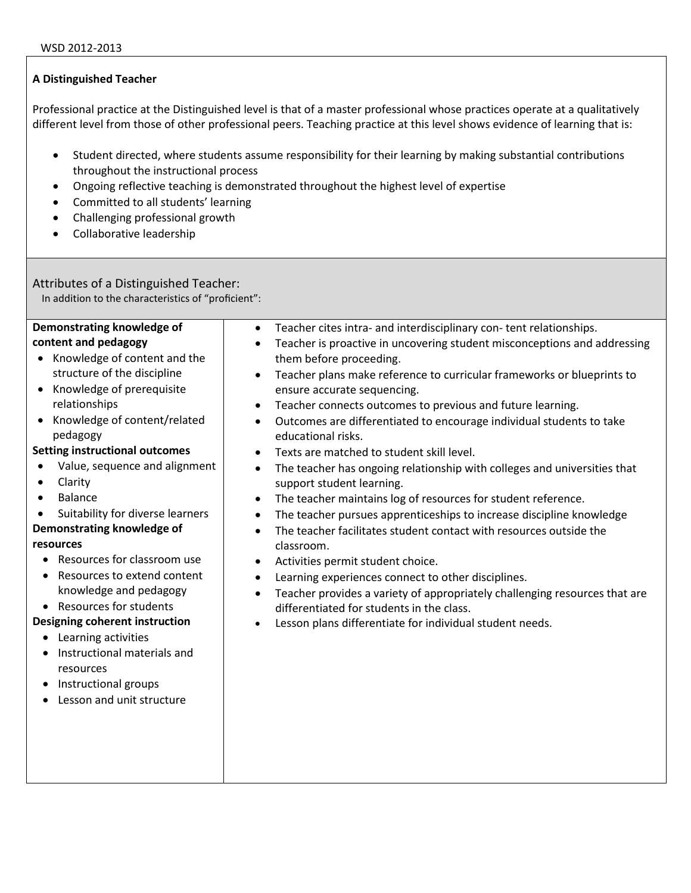WSD 2012-2013

**A Distinguished Teacher**

Professional practice at the Distinguished level is that of a master professional whose practices operate at a qualitatively different level from those of other professional peers. Teaching practice at this level shows evidence of learning that is:

- Student directed, where students assume responsibility for their learning by making substantial contributions throughout the instructional process
- Ongoing reflective teaching is demonstrated throughout the highest level of expertise
- Committed to all students' learning
- Challenging professional growth
- Collaborative leadership

## Attributes of a Distinguished Teacher:

In addition to the characteristics of "proficient":

| | |
|---|---|
| **Demonstrating knowledge of content and pedagogy**<br>• Knowledge of content and the structure of the discipline<br>• Knowledge of prerequisite relationships<br>• Knowledge of content/related pedagogy<br>**Setting instructional outcomes**<br>• Value, sequence and alignment<br>• Clarity<br>• Balance<br>• Suitability for diverse learners<br>**Demonstrating knowledge of resources**<br>• Resources for classroom use<br>• Resources to extend content knowledge and pedagogy<br>• Resources for students<br>**Designing coherent instruction**<br>• Learning activities<br>• Instructional materials and resources<br>• Instructional groups<br>• Lesson and unit structure | • Teacher cites intra- and interdisciplinary con- tent relationships.<br>• Teacher is proactive in uncovering student misconceptions and addressing them before proceeding.<br>• Teacher plans make reference to curricular frameworks or blueprints to ensure accurate sequencing.<br>• Teacher connects outcomes to previous and future learning.<br>• Outcomes are differentiated to encourage individual students to take educational risks.<br>• Texts are matched to student skill level.<br>• The teacher has ongoing relationship with colleges and universities that support student learning.<br>• The teacher maintains log of resources for student reference.<br>• The teacher pursues apprenticeships to increase discipline knowledge<br>• The teacher facilitates student contact with resources outside the classroom.<br>• Activities permit student choice.<br>• Learning experiences connect to other disciplines.<br>• Teacher provides a variety of appropriately challenging resources that are differentiated for students in the class.<br>• Lesson plans differentiate for individual student needs. |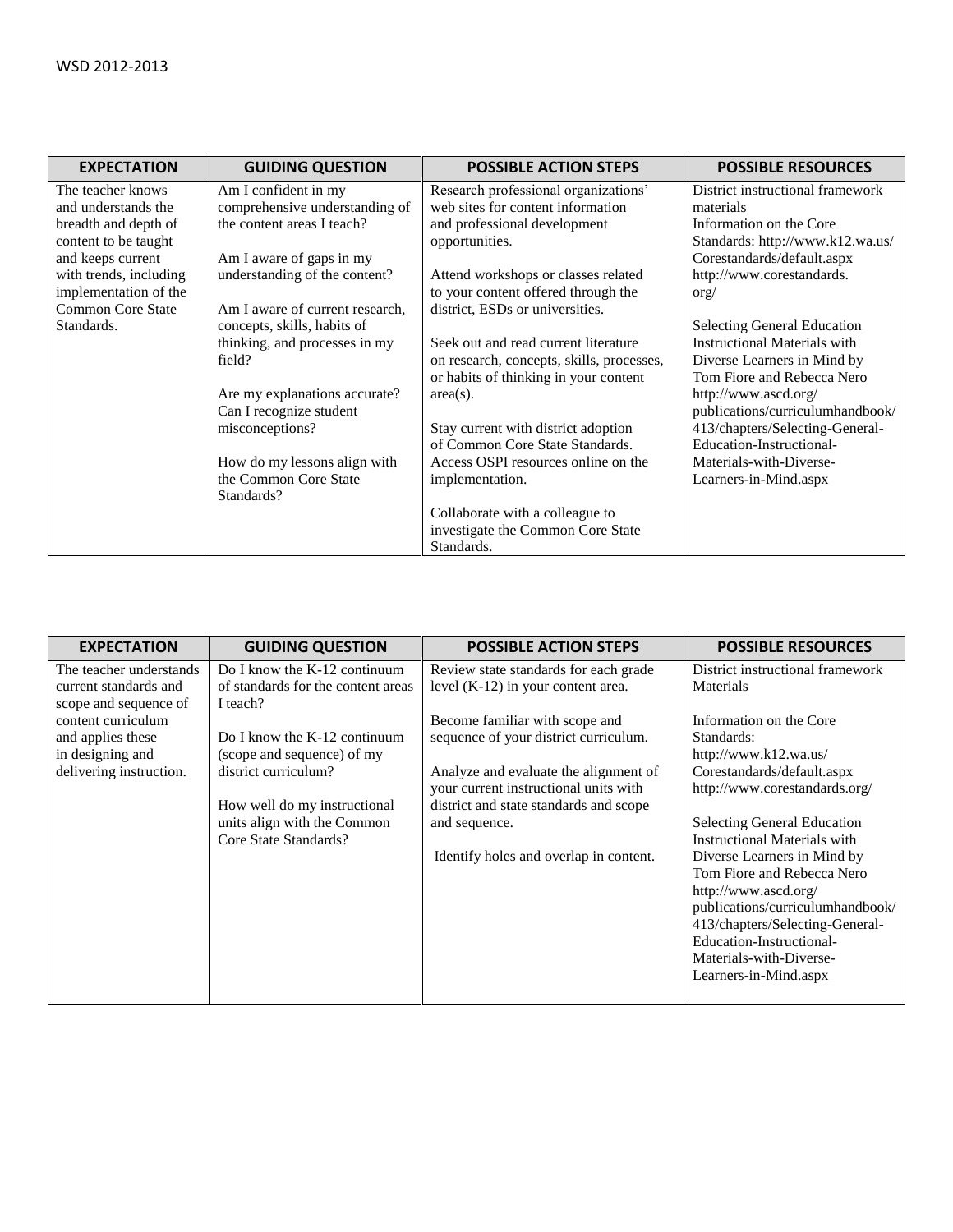| EXPECTATION | GUIDING QUESTION | POSSIBLE ACTION STEPS | POSSIBLE RESOURCES |
|---|---|---|---|
| The teacher knows and understands the breadth and depth of content to be taught and keeps current with trends, including implementation of the Common Core State Standards. | Am I confident in my comprehensive understanding of the content areas I teach?<br><br>Am I aware of gaps in my understanding of the content?<br><br>Am I aware of current research, concepts, skills, habits of thinking, and processes in my field?<br><br>Are my explanations accurate? Can I recognize student misconceptions?<br><br>How do my lessons align with the Common Core State Standards? | Research professional organizations' web sites for content information and professional development opportunities.<br><br>Attend workshops or classes related to your content offered through the district, ESDs or universities.<br><br>Seek out and read current literature on research, concepts, skills, processes, or habits of thinking in your content area(s).<br><br>Stay current with district adoption of Common Core State Standards. Access OSPI resources online on the implementation.<br><br>Collaborate with a colleague to investigate the Common Core State Standards. | District instructional framework materials<br>Information on the Core Standards: http://www.k12.wa.us/Corestandards/default.aspx<br>http://www.corestandards.org/<br><br>Selecting General Education Instructional Materials with Diverse Learners in Mind by Tom Fiore and Rebecca Nero http://www.ascd.org/publications/curriculumhandbook/413/chapters/Selecting-General-Education-Instructional-Materials-with-Diverse-Learners-in-Mind.aspx |

| EXPECTATION | GUIDING QUESTION | POSSIBLE ACTION STEPS | POSSIBLE RESOURCES |
|---|---|---|---|
| The teacher understands current standards and scope and sequence of content curriculum and applies these in designing and delivering instruction. | Do I know the K-12 continuum of standards for the content areas I teach?<br><br>Do I know the K-12 continuum (scope and sequence) of my district curriculum?<br><br>How well do my instructional units align with the Common Core State Standards? | Review state standards for each grade level (K-12) in your content area.<br><br>Become familiar with scope and sequence of your district curriculum.<br><br>Analyze and evaluate the alignment of your current instructional units with district and state standards and scope and sequence.<br><br>Identify holes and overlap in content. | District instructional framework Materials<br><br>Information on the Core Standards:<br>http://www.k12.wa.us/Corestandards/default.aspx<br>http://www.corestandards.org/<br><br>Selecting General Education Instructional Materials with Diverse Learners in Mind by Tom Fiore and Rebecca Nero http://www.ascd.org/publications/curriculumhandbook/413/chapters/Selecting-General-Education-Instructional-Materials-with-Diverse-Learners-in-Mind.aspx |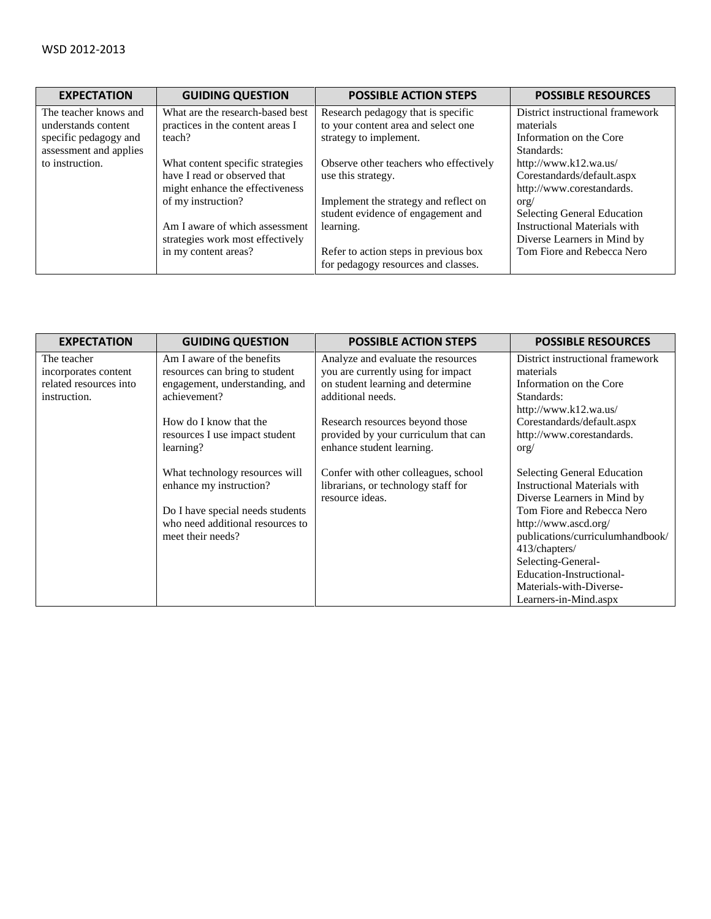| EXPECTATION | GUIDING QUESTION | POSSIBLE ACTION STEPS | POSSIBLE RESOURCES |
|---|---|---|---|
| The teacher knows and understands content specific pedagogy and assessment and applies to instruction. | What are the research-based best practices in the content areas I teach?<br><br>What content specific strategies have I read or observed that might enhance the effectiveness of my instruction?<br><br>Am I aware of which assessment strategies work most effectively in my content areas? | Research pedagogy that is specific to your content area and select one strategy to implement.<br><br>Observe other teachers who effectively use this strategy.<br><br>Implement the strategy and reflect on student evidence of engagement and learning.<br><br>Refer to action steps in previous box for pedagogy resources and classes. | District instructional framework materials<br>Information on the Core Standards:<br>http://www.k12.wa.us/Corestandards/default.aspx<br>http://www.corestandards.org/<br>Selecting General Education Instructional Materials with Diverse Learners in Mind by Tom Fiore and Rebecca Nero |

| EXPECTATION | GUIDING QUESTION | POSSIBLE ACTION STEPS | POSSIBLE RESOURCES |
|---|---|---|---|
| The teacher incorporates content related resources into instruction. | Am I aware of the benefits resources can bring to student engagement, understanding, and achievement?<br><br>How do I know that the resources I use impact student learning?<br><br>What technology resources will enhance my instruction?<br><br>Do I have special needs students who need additional resources to meet their needs? | Analyze and evaluate the resources you are currently using for impact on student learning and determine additional needs.<br><br>Research resources beyond those provided by your curriculum that can enhance student learning.<br><br>Confer with other colleagues, school librarians, or technology staff for resource ideas. | District instructional framework materials<br>Information on the Core Standards:<br>http://www.k12.wa.us/Corestandards/default.aspx<br>http://www.corestandards.org/<br><br>Selecting General Education Instructional Materials with Diverse Learners in Mind by Tom Fiore and Rebecca Nero<br>http://www.ascd.org/publications/curriculumhandbook/413/chapters/Selecting-General-Education-Instructional-Materials-with-Diverse-Learners-in-Mind.aspx |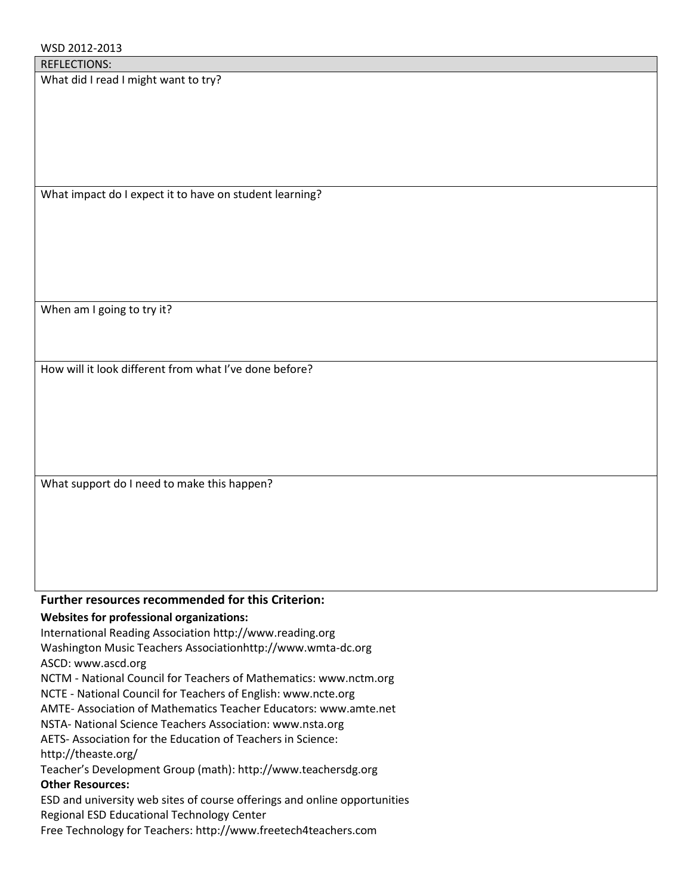WSD 2012-2013

| REFLECTIONS: |
| --- |
| What did I read I might want to try? |
| What impact do I expect it to have on student learning? |
| When am I going to try it? |
| How will it look different from what I've done before? |
| What support do I need to make this happen? |

**Further resources recommended for this Criterion:**

**Websites for professional organizations:**

International Reading Association http://www.reading.org
Washington Music Teachers Associationhttp://www.wmta-dc.org
ASCD: www.ascd.org
NCTM - National Council for Teachers of Mathematics: www.nctm.org
NCTE - National Council for Teachers of English: www.ncte.org
AMTE- Association of Mathematics Teacher Educators: www.amte.net
NSTA- National Science Teachers Association: www.nsta.org
AETS- Association for the Education of Teachers in Science:
http://theaste.org/
Teacher's Development Group (math): http://www.teachersdg.org

**Other Resources:**

ESD and university web sites of course offerings and online opportunities
Regional ESD Educational Technology Center
Free Technology for Teachers: http://www.freetech4teachers.com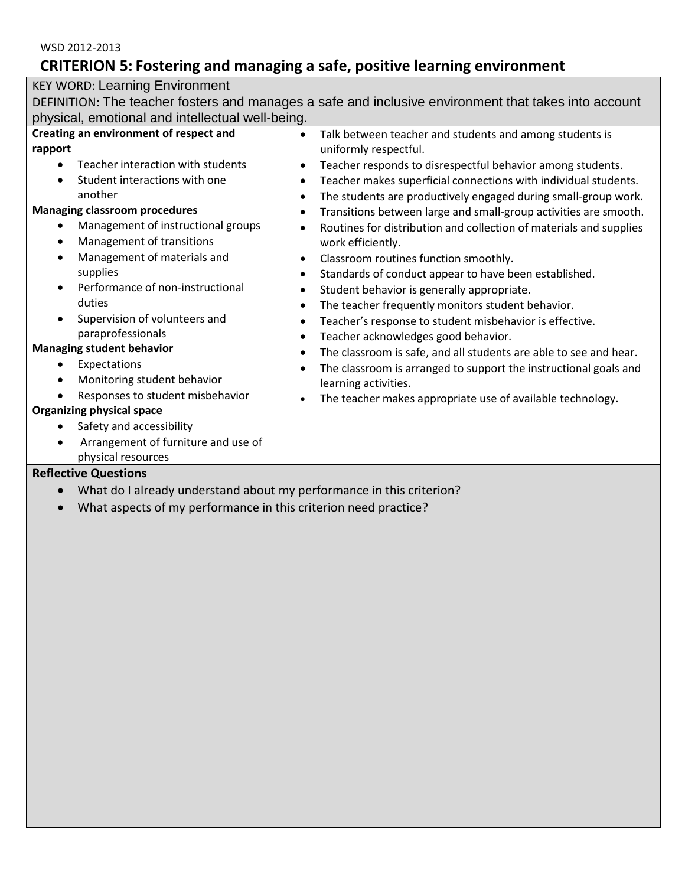WSD 2012-2013

# CRITERION 5: Fostering and managing a safe, positive learning environment

KEY WORD: Learning Environment

DEFINITION: The teacher fosters and manages a safe and inclusive environment that takes into account physical, emotional and intellectual well-being.

**Creating an environment of respect and rapport**

- Teacher interaction with students
- Student interactions with one another

**Managing classroom procedures**

- Management of instructional groups
- Management of transitions
- Management of materials and supplies
- Performance of non-instructional duties
- Supervision of volunteers and paraprofessionals

**Managing student behavior**

- Expectations
- Monitoring student behavior
- Responses to student misbehavior

**Organizing physical space**

- Safety and accessibility
- Arrangement of furniture and use of physical resources

- Talk between teacher and students and among students is uniformly respectful.
- Teacher responds to disrespectful behavior among students.
- Teacher makes superficial connections with individual students.
- The students are productively engaged during small-group work.
- Transitions between large and small-group activities are smooth.
- Routines for distribution and collection of materials and supplies work efficiently.
- Classroom routines function smoothly.
- Standards of conduct appear to have been established.
- Student behavior is generally appropriate.
- The teacher frequently monitors student behavior.
- Teacher's response to student misbehavior is effective.
- Teacher acknowledges good behavior.
- The classroom is safe, and all students are able to see and hear.
- The classroom is arranged to support the instructional goals and learning activities.
- The teacher makes appropriate use of available technology.

**Reflective Questions**

- What do I already understand about my performance in this criterion?
- What aspects of my performance in this criterion need practice?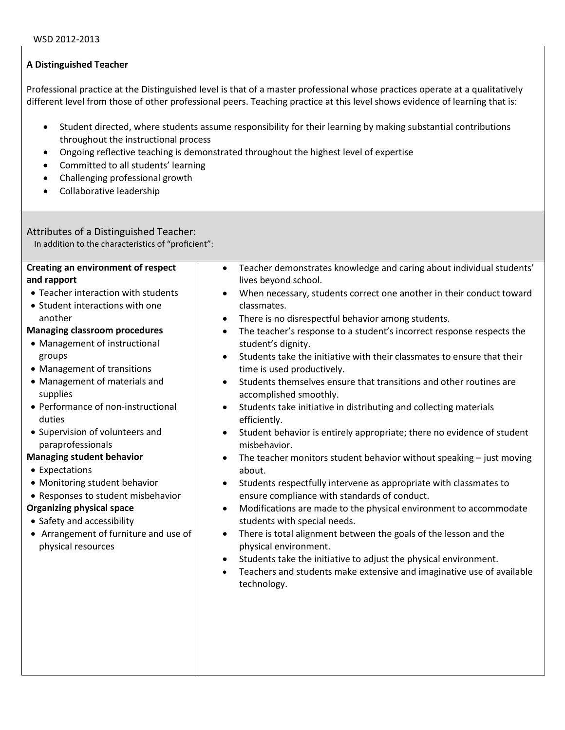WSD 2012-2013

**A Distinguished Teacher**

Professional practice at the Distinguished level is that of a master professional whose practices operate at a qualitatively different level from those of other professional peers. Teaching practice at this level shows evidence of learning that is:

- Student directed, where students assume responsibility for their learning by making substantial contributions throughout the instructional process
- Ongoing reflective teaching is demonstrated throughout the highest level of expertise
- Committed to all students' learning
- Challenging professional growth
- Collaborative leadership

Attributes of a Distinguished Teacher:
In addition to the characteristics of "proficient":

| | |
|---|---|
| **Creating an environment of respect and rapport**<br>• Teacher interaction with students<br>• Student interactions with one another<br>**Managing classroom procedures**<br>• Management of instructional groups<br>• Management of transitions<br>• Management of materials and supplies<br>• Performance of non-instructional duties<br>• Supervision of volunteers and paraprofessionals<br>**Managing student behavior**<br>• Expectations<br>• Monitoring student behavior<br>• Responses to student misbehavior<br>**Organizing physical space**<br>• Safety and accessibility<br>• Arrangement of furniture and use of physical resources | • Teacher demonstrates knowledge and caring about individual students' lives beyond school.<br>• When necessary, students correct one another in their conduct toward classmates.<br>• There is no disrespectful behavior among students.<br>• The teacher's response to a student's incorrect response respects the student's dignity.<br>• Students take the initiative with their classmates to ensure that their time is used productively.<br>• Students themselves ensure that transitions and other routines are accomplished smoothly.<br>• Students take initiative in distributing and collecting materials efficiently.<br>• Student behavior is entirely appropriate; there no evidence of student misbehavior.<br>• The teacher monitors student behavior without speaking – just moving about.<br>• Students respectfully intervene as appropriate with classmates to ensure compliance with standards of conduct.<br>• Modifications are made to the physical environment to accommodate students with special needs.<br>• There is total alignment between the goals of the lesson and the physical environment.<br>• Students take the initiative to adjust the physical environment.<br>• Teachers and students make extensive and imaginative use of available technology. |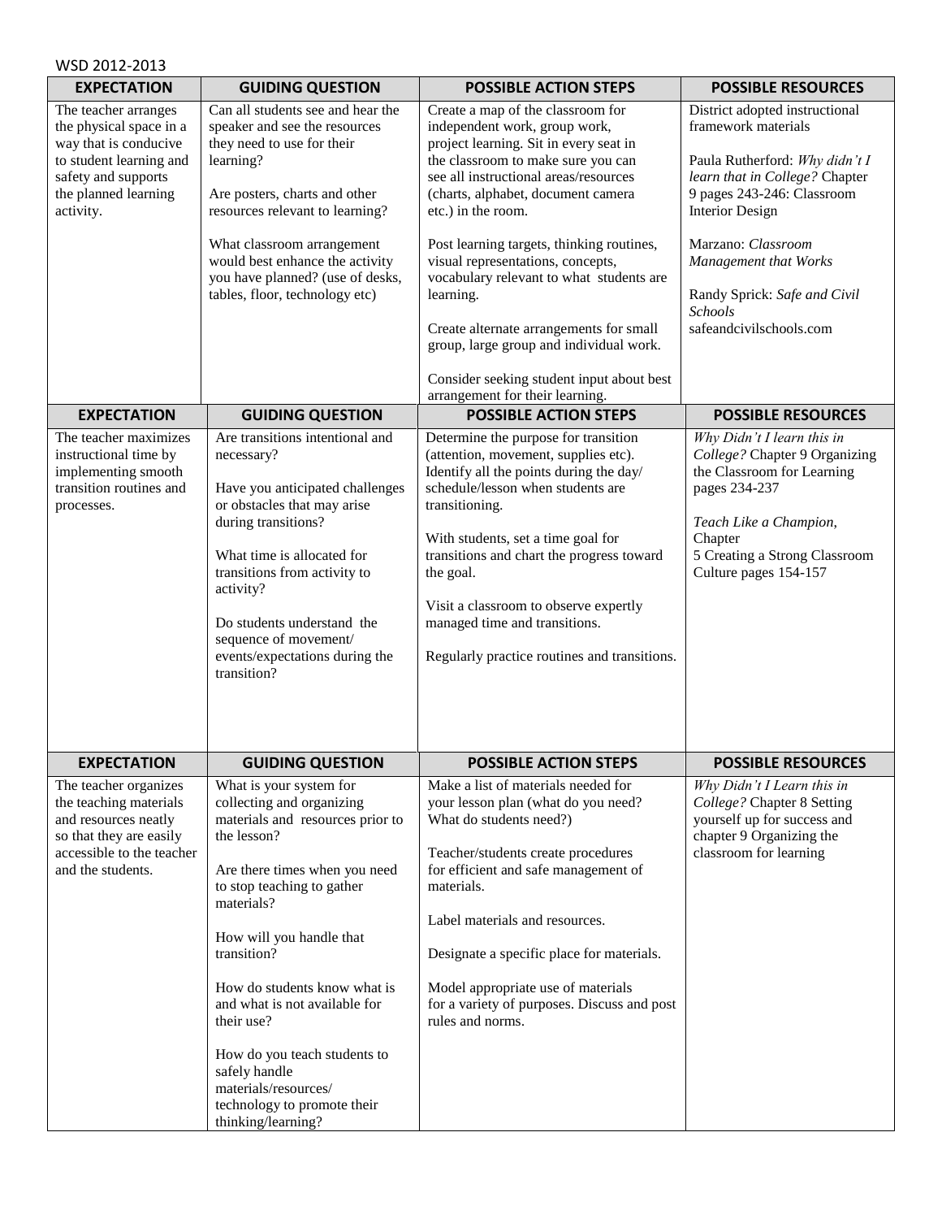WSD 2012-2013

| EXPECTATION | GUIDING QUESTION | POSSIBLE ACTION STEPS | POSSIBLE RESOURCES |
| --- | --- | --- | --- |
| The teacher arranges the physical space in a way that is conducive to student learning and safety and supports the planned learning activity. | Can all students see and hear the speaker and see the resources they need to use for their learning?<br><br>Are posters, charts and other resources relevant to learning?<br><br>What classroom arrangement would best enhance the activity you have planned? (use of desks, tables, floor, technology etc) | Create a map of the classroom for independent work, group work, project learning. Sit in every seat in the classroom to make sure you can see all instructional areas/resources (charts, alphabet, document camera etc.) in the room.<br><br>Post learning targets, thinking routines, visual representations, concepts, vocabulary relevant to what students are learning.<br><br>Create alternate arrangements for small group, large group and individual work.<br><br>Consider seeking student input about best arrangement for their learning. | District adopted instructional framework materials<br><br>Paula Rutherford: *Why didn't I learn that in College?* Chapter 9 pages 243-246: Classroom Interior Design<br><br>Marzano: *Classroom Management that Works*<br><br>Randy Sprick: *Safe and Civil Schools* safeandcivilschools.com |

| EXPECTATION | GUIDING QUESTION | POSSIBLE ACTION STEPS | POSSIBLE RESOURCES |
| --- | --- | --- | --- |
| The teacher maximizes instructional time by implementing smooth transition routines and processes. | Are transitions intentional and necessary?<br><br>Have you anticipated challenges or obstacles that may arise during transitions?<br><br>What time is allocated for transitions from activity to activity?<br><br>Do students understand the sequence of movement/ events/expectations during the transition? | Determine the purpose for transition (attention, movement, supplies etc). Identify all the points during the day/ schedule/lesson when students are transitioning.<br><br>With students, set a time goal for transitions and chart the progress toward the goal.<br><br>Visit a classroom to observe expertly managed time and transitions.<br><br>Regularly practice routines and transitions. | *Why Didn't I learn this in College?* Chapter 9 Organizing the Classroom for Learning pages 234-237<br><br>*Teach Like a Champion,* Chapter 5 Creating a Strong Classroom Culture pages 154-157 |

| EXPECTATION | GUIDING QUESTION | POSSIBLE ACTION STEPS | POSSIBLE RESOURCES |
| --- | --- | --- | --- |
| The teacher organizes the teaching materials and resources neatly so that they are easily accessible to the teacher and the students. | What is your system for collecting and organizing materials and resources prior to the lesson?<br><br>Are there times when you need to stop teaching to gather materials?<br><br>How will you handle that transition?<br><br>How do students know what is and what is not available for their use?<br><br>How do you teach students to safely handle materials/resources/ technology to promote their thinking/learning? | Make a list of materials needed for your lesson plan (what do you need? What do students need?)<br><br>Teacher/students create procedures for efficient and safe management of materials.<br><br>Label materials and resources.<br><br>Designate a specific place for materials.<br><br>Model appropriate use of materials for a variety of purposes. Discuss and post rules and norms. | *Why Didn't I Learn this in College?* Chapter 8 Setting yourself up for success and chapter 9 Organizing the classroom for learning |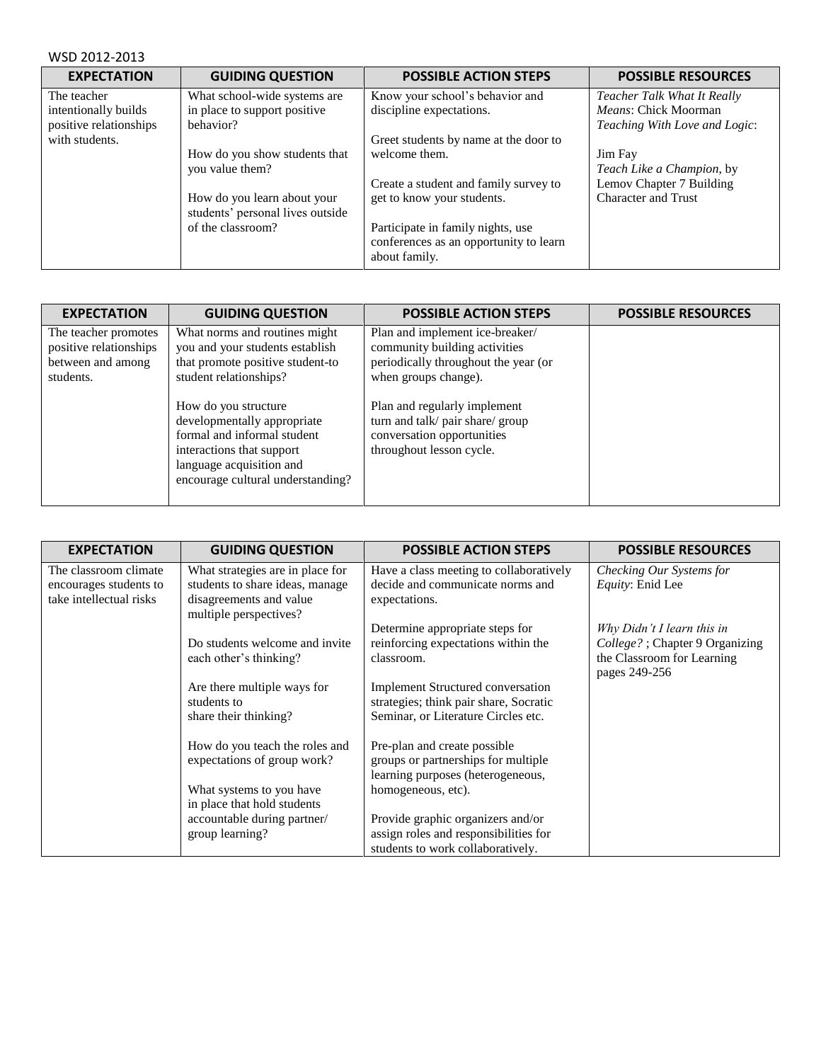WSD 2012-2013

| EXPECTATION | GUIDING QUESTION | POSSIBLE ACTION STEPS | POSSIBLE RESOURCES |
|---|---|---|---|
| The teacher intentionally builds positive relationships with students. | What school-wide systems are in place to support positive behavior?<br><br>How do you show students that you value them?<br><br>How do you learn about your students' personal lives outside of the classroom? | Know your school's behavior and discipline expectations.<br><br>Greet students by name at the door to welcome them.<br><br>Create a student and family survey to get to know your students.<br><br>Participate in family nights, use conferences as an opportunity to learn about family. | *Teacher Talk What It Really Means*: Chick Moorman<br>*Teaching With Love and Logic*:<br><br>Jim Fay<br>*Teach Like a Champion*, by Lemov Chapter 7 Building Character and Trust |

| EXPECTATION | GUIDING QUESTION | POSSIBLE ACTION STEPS | POSSIBLE RESOURCES |
|---|---|---|---|
| The teacher promotes positive relationships between and among students. | What norms and routines might you and your students establish that promote positive student-to student relationships?<br><br>How do you structure developmentally appropriate formal and informal student interactions that support language acquisition and encourage cultural understanding? | Plan and implement ice-breaker/ community building activities periodically throughout the year (or when groups change).<br><br>Plan and regularly implement turn and talk/ pair share/ group conversation opportunities throughout lesson cycle. | |

| EXPECTATION | GUIDING QUESTION | POSSIBLE ACTION STEPS | POSSIBLE RESOURCES |
|---|---|---|---|
| The classroom climate encourages students to take intellectual risks | What strategies are in place for students to share ideas, manage disagreements and value multiple perspectives?<br><br>Do students welcome and invite each other's thinking?<br><br>Are there multiple ways for students to share their thinking?<br><br>How do you teach the roles and expectations of group work?<br><br>What systems to you have in place that hold students accountable during partner/ group learning? | Have a class meeting to collaboratively decide and communicate norms and expectations.<br><br>Determine appropriate steps for reinforcing expectations within the classroom.<br><br>Implement Structured conversation strategies; think pair share, Socratic Seminar, or Literature Circles etc.<br><br>Pre-plan and create possible groups or partnerships for multiple learning purposes (heterogeneous, homogeneous, etc).<br><br>Provide graphic organizers and/or assign roles and responsibilities for students to work collaboratively. | *Checking Our Systems for Equity*: Enid Lee<br><br>*Why Didn't I learn this in College?* ; Chapter 9 Organizing the Classroom for Learning pages 249-256 |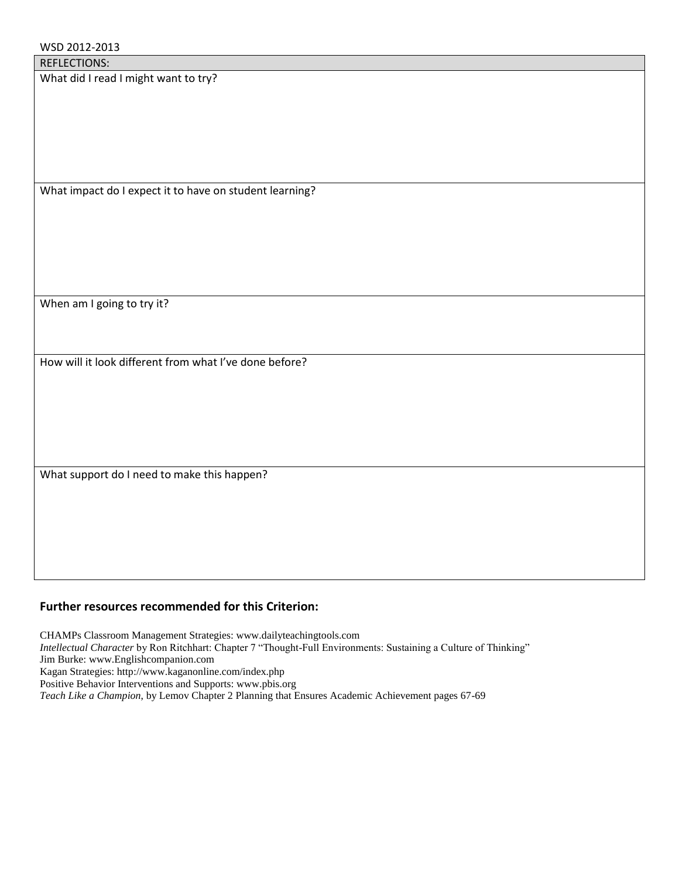WSD 2012-2013

| REFLECTIONS: |
| --- |
| What did I read I might want to try? |
| What impact do I expect it to have on student learning? |
| When am I going to try it? |
| How will it look different from what I've done before? |
| What support do I need to make this happen? |

**Further resources recommended for this Criterion:**

CHAMPs Classroom Management Strategies: www.dailyteachingtools.com
*Intellectual Character* by Ron Ritchhart: Chapter 7 "Thought-Full Environments: Sustaining a Culture of Thinking"
Jim Burke: www.Englishcompanion.com
Kagan Strategies: http://www.kaganonline.com/index.php
Positive Behavior Interventions and Supports: www.pbis.org
*Teach Like a Champion*, by Lemov Chapter 2 Planning that Ensures Academic Achievement pages 67-69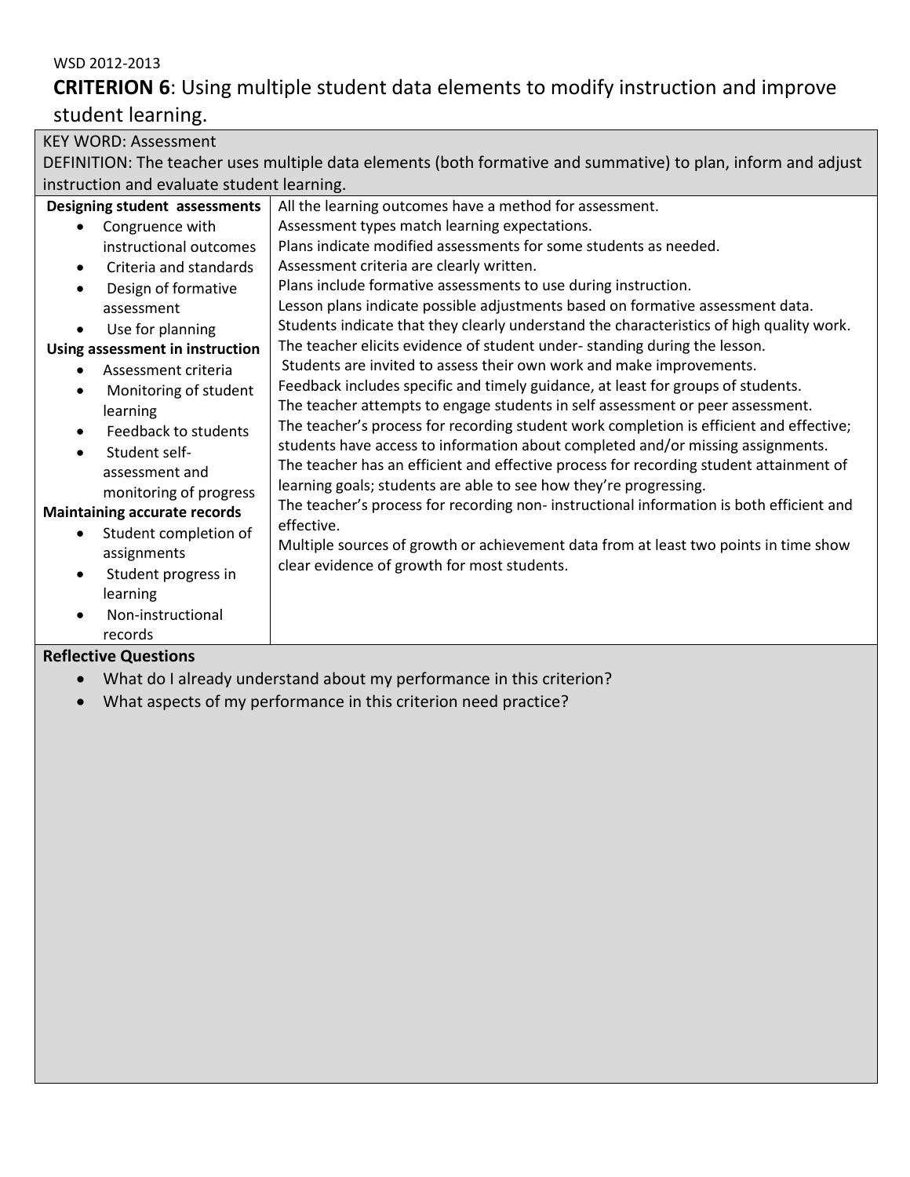WSD 2012-2013

# **CRITERION 6**: Using multiple student data elements to modify instruction and improve student learning.

KEY WORD: Assessment

DEFINITION: The teacher uses multiple data elements (both formative and summative) to plan, inform and adjust instruction and evaluate student learning.

| | |
|---|---|
| **Designing student assessments**<br>• Congruence with instructional outcomes<br>• Criteria and standards<br>• Design of formative assessment<br>• Use for planning<br>**Using assessment in instruction**<br>• Assessment criteria<br>• Monitoring of student learning<br>• Feedback to students<br>• Student self-assessment and monitoring of progress<br>**Maintaining accurate records**<br>• Student completion of assignments<br>• Student progress in learning<br>• Non-instructional records | All the learning outcomes have a method for assessment.<br>Assessment types match learning expectations.<br>Plans indicate modified assessments for some students as needed.<br>Assessment criteria are clearly written.<br>Plans include formative assessments to use during instruction.<br>Lesson plans indicate possible adjustments based on formative assessment data.<br>Students indicate that they clearly understand the characteristics of high quality work.<br>The teacher elicits evidence of student under- standing during the lesson.<br>Students are invited to assess their own work and make improvements.<br>Feedback includes specific and timely guidance, at least for groups of students.<br>The teacher attempts to engage students in self assessment or peer assessment.<br>The teacher's process for recording student work completion is efficient and effective; students have access to information about completed and/or missing assignments.<br>The teacher has an efficient and effective process for recording student attainment of learning goals; students are able to see how they're progressing.<br>The teacher's process for recording non- instructional information is both efficient and effective.<br>Multiple sources of growth or achievement data from at least two points in time show clear evidence of growth for most students. |

**Reflective Questions**

- What do I already understand about my performance in this criterion?
- What aspects of my performance in this criterion need practice?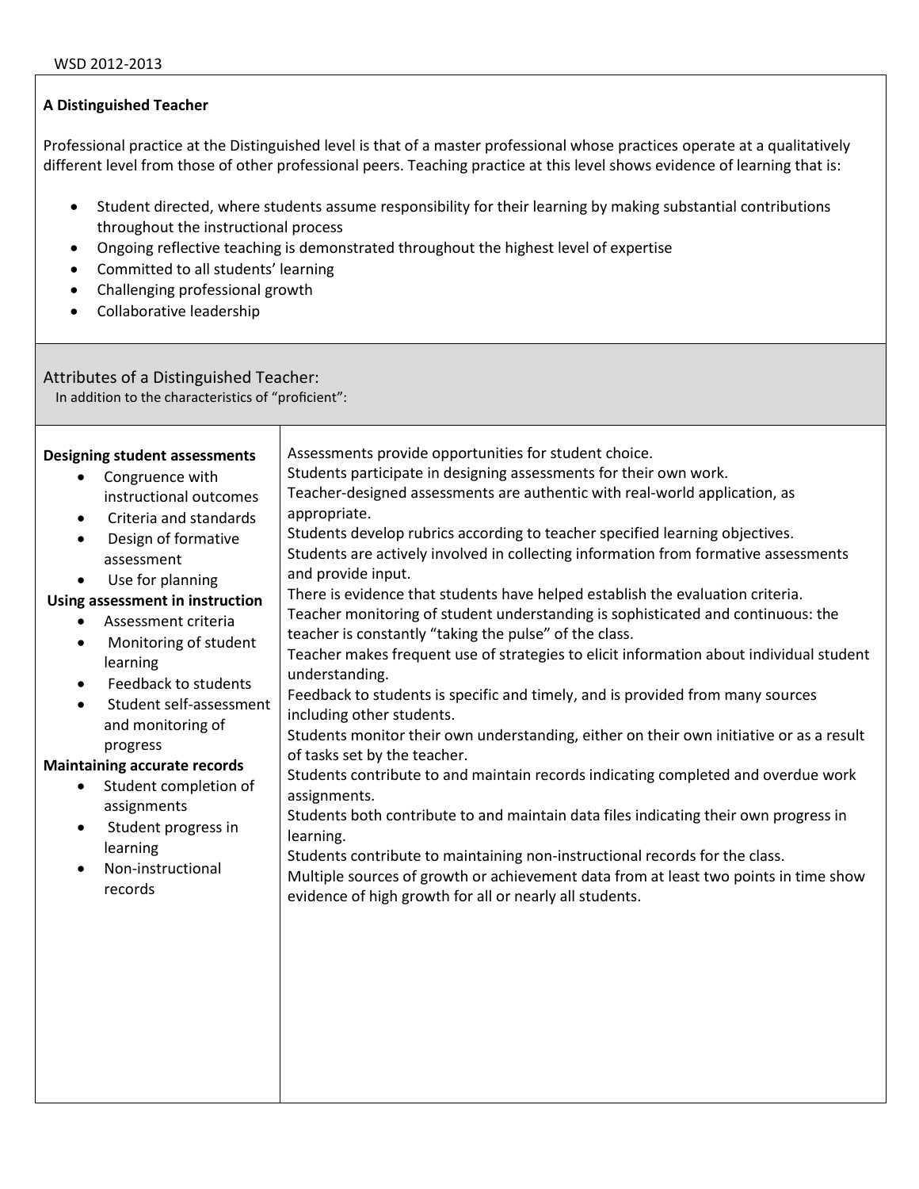**A Distinguished Teacher**

Professional practice at the Distinguished level is that of a master professional whose practices operate at a qualitatively different level from those of other professional peers. Teaching practice at this level shows evidence of learning that is:

- Student directed, where students assume responsibility for their learning by making substantial contributions throughout the instructional process
- Ongoing reflective teaching is demonstrated throughout the highest level of expertise
- Committed to all students' learning
- Challenging professional growth
- Collaborative leadership

## Attributes of a Distinguished Teacher:

In addition to the characteristics of "proficient":

| | |
|---|---|
| **Designing student assessments**<br>• Congruence with instructional outcomes<br>• Criteria and standards<br>• Design of formative assessment<br>• Use for planning<br>**Using assessment in instruction**<br>• Assessment criteria<br>• Monitoring of student learning<br>• Feedback to students<br>• Student self-assessment and monitoring of progress<br>**Maintaining accurate records**<br>• Student completion of assignments<br>• Student progress in learning<br>• Non-instructional records | Assessments provide opportunities for student choice.<br>Students participate in designing assessments for their own work.<br>Teacher-designed assessments are authentic with real-world application, as appropriate.<br>Students develop rubrics according to teacher specified learning objectives.<br>Students are actively involved in collecting information from formative assessments and provide input.<br>There is evidence that students have helped establish the evaluation criteria.<br>Teacher monitoring of student understanding is sophisticated and continuous: the teacher is constantly "taking the pulse" of the class.<br>Teacher makes frequent use of strategies to elicit information about individual student understanding.<br>Feedback to students is specific and timely, and is provided from many sources including other students.<br>Students monitor their own understanding, either on their own initiative or as a result of tasks set by the teacher.<br>Students contribute to and maintain records indicating completed and overdue work assignments.<br>Students both contribute to and maintain data files indicating their own progress in learning.<br>Students contribute to maintaining non-instructional records for the class.<br>Multiple sources of growth or achievement data from at least two points in time show evidence of high growth for all or nearly all students. |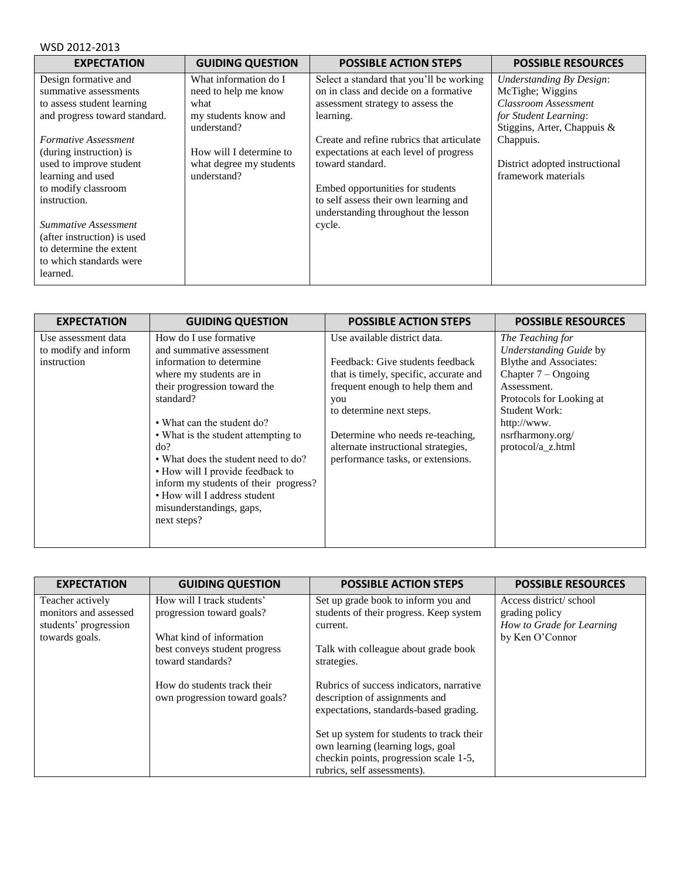WSD 2012-2013

| EXPECTATION | GUIDING QUESTION | POSSIBLE ACTION STEPS | POSSIBLE RESOURCES |
|---|---|---|---|
| Design formative and summative assessments to assess student learning and progress toward standard.<br><br>*Formative Assessment* (during instruction) is used to improve student learning and used to modify classroom instruction.<br><br>*Summative Assessment* (after instruction) is used to determine the extent to which standards were learned. | What information do I need to help me know what my students know and understand?<br><br>How will I determine to what degree my students understand? | Select a standard that you'll be working on in class and decide on a formative assessment strategy to assess the learning.<br><br>Create and refine rubrics that articulate expectations at each level of progress toward standard.<br><br>Embed opportunities for students to self assess their own learning and understanding throughout the lesson cycle. | *Understanding By Design*: McTighe; Wiggins<br>*Classroom Assessment for Student Learning*: Stiggins, Arter, Chappuis & Chappuis.<br><br>District adopted instructional framework materials |

| EXPECTATION | GUIDING QUESTION | POSSIBLE ACTION STEPS | POSSIBLE RESOURCES |
|---|---|---|---|
| Use assessment data to modify and inform instruction | How do I use formative and summative assessment information to determine where my students are in their progression toward the standard?<br><br>• What can the student do?<br>• What is the student attempting to do?<br>• What does the student need to do?<br>• How will I provide feedback to inform my students of their progress?<br>• How will I address student misunderstandings, gaps, next steps? | Use available district data.<br><br>Feedback: Give students feedback that is timely, specific, accurate and frequent enough to help them and you to determine next steps.<br><br>Determine who needs re-teaching, alternate instructional strategies, performance tasks, or extensions. | *The Teaching for Understanding Guide* by Blythe and Associates: Chapter 7 – Ongoing Assessment.<br>Protocols for Looking at Student Work: http://www.nsrfharmony.org/protocol/a_z.html |

| EXPECTATION | GUIDING QUESTION | POSSIBLE ACTION STEPS | POSSIBLE RESOURCES |
|---|---|---|---|
| Teacher actively monitors and assessed students' progression towards goals. | How will I track students' progression toward goals?<br><br>What kind of information best conveys student progress toward standards?<br><br>How do students track their own progression toward goals? | Set up grade book to inform you and students of their progress. Keep system current.<br><br>Talk with colleague about grade book strategies.<br><br>Rubrics of success indicators, narrative description of assignments and expectations, standards-based grading.<br><br>Set up system for students to track their own learning (learning logs, goal checkin points, progression scale 1-5, rubrics, self assessments). | Access district/ school grading policy<br>*How to Grade for Learning* by Ken O'Connor |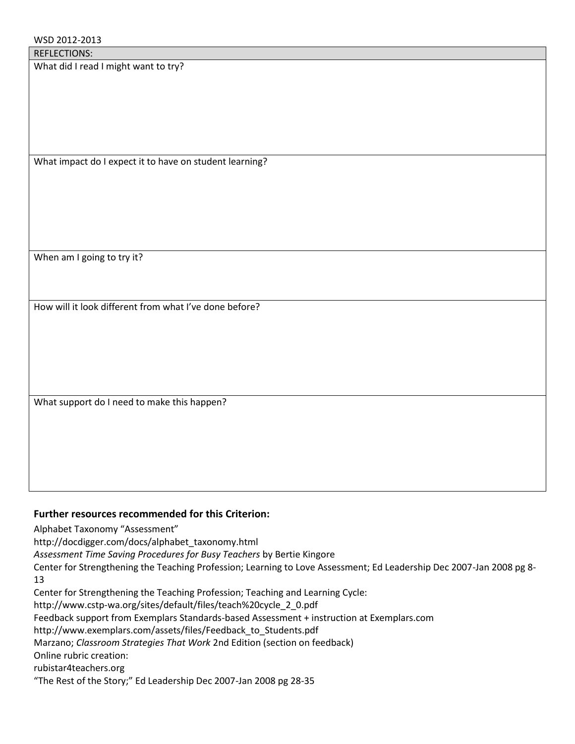WSD 2012-2013

| REFLECTIONS: |
| --- |
| What did I read I might want to try? |
| What impact do I expect it to have on student learning? |
| When am I going to try it? |
| How will it look different from what I've done before? |
| What support do I need to make this happen? |

**Further resources recommended for this Criterion:**

Alphabet Taxonomy "Assessment"
http://docdigger.com/docs/alphabet_taxonomy.html

*Assessment Time Saving Procedures for Busy Teachers* by Bertie Kingore

Center for Strengthening the Teaching Profession; Learning to Love Assessment; Ed Leadership Dec 2007-Jan 2008 pg 8-13

Center for Strengthening the Teaching Profession; Teaching and Learning Cycle:
http://www.cstp-wa.org/sites/default/files/teach%20cycle_2_0.pdf

Feedback support from Exemplars Standards-based Assessment + instruction at Exemplars.com
http://www.exemplars.com/assets/files/Feedback_to_Students.pdf

Marzano; *Classroom Strategies That Work* 2nd Edition (section on feedback)

Online rubric creation:
rubistar4teachers.org

"The Rest of the Story;" Ed Leadership Dec 2007-Jan 2008 pg 28-35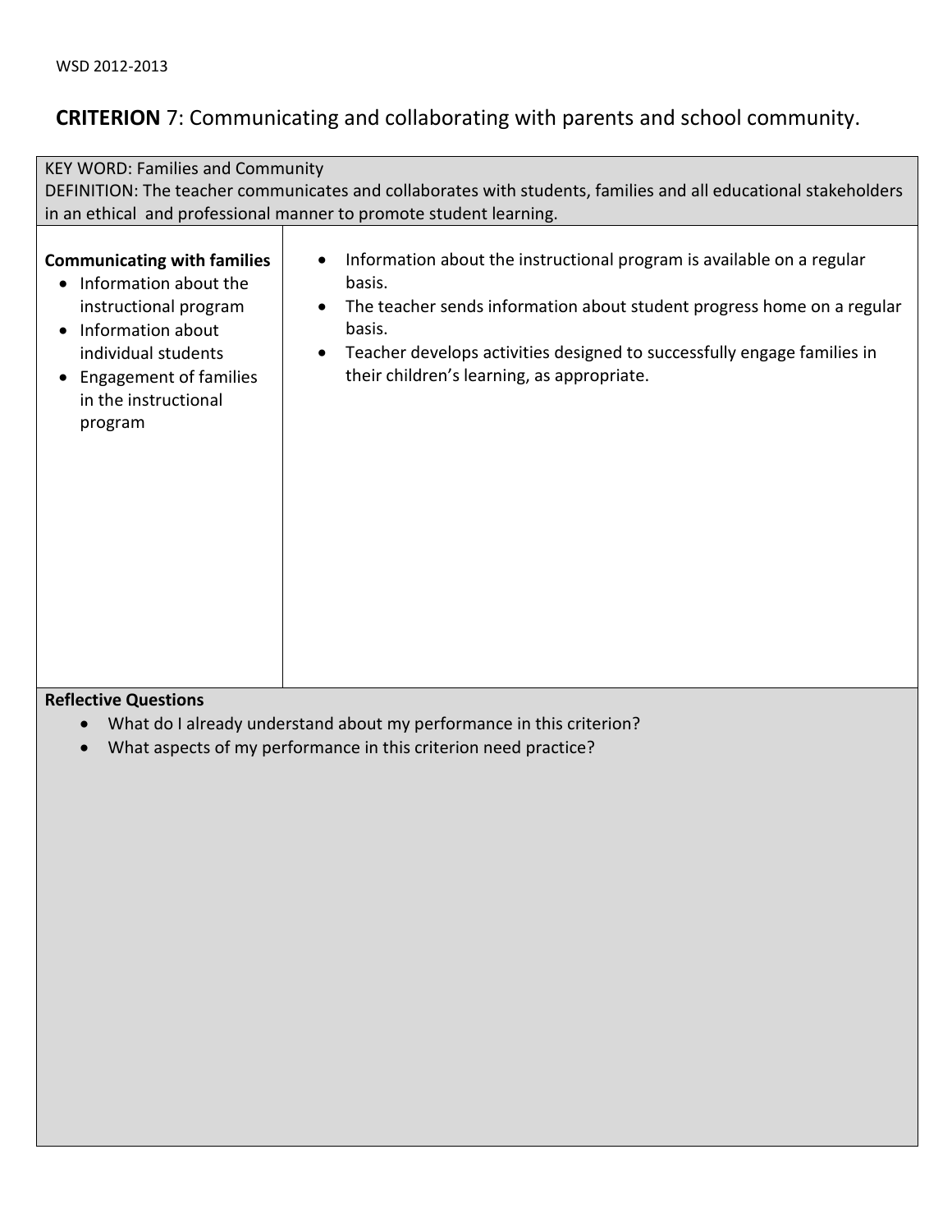WSD 2012-2013

## **CRITERION** 7: Communicating and collaborating with parents and school community.

KEY WORD: Families and Community
DEFINITION: The teacher communicates and collaborates with students, families and all educational stakeholders in an ethical and professional manner to promote student learning.

| **Communicating with families** | |
|---|---|
| • Information about the instructional program<br>• Information about individual students<br>• Engagement of families in the instructional program | • Information about the instructional program is available on a regular basis.<br>• The teacher sends information about student progress home on a regular basis.<br>• Teacher develops activities designed to successfully engage families in their children's learning, as appropriate. |

**Reflective Questions**

- What do I already understand about my performance in this criterion?
- What aspects of my performance in this criterion need practice?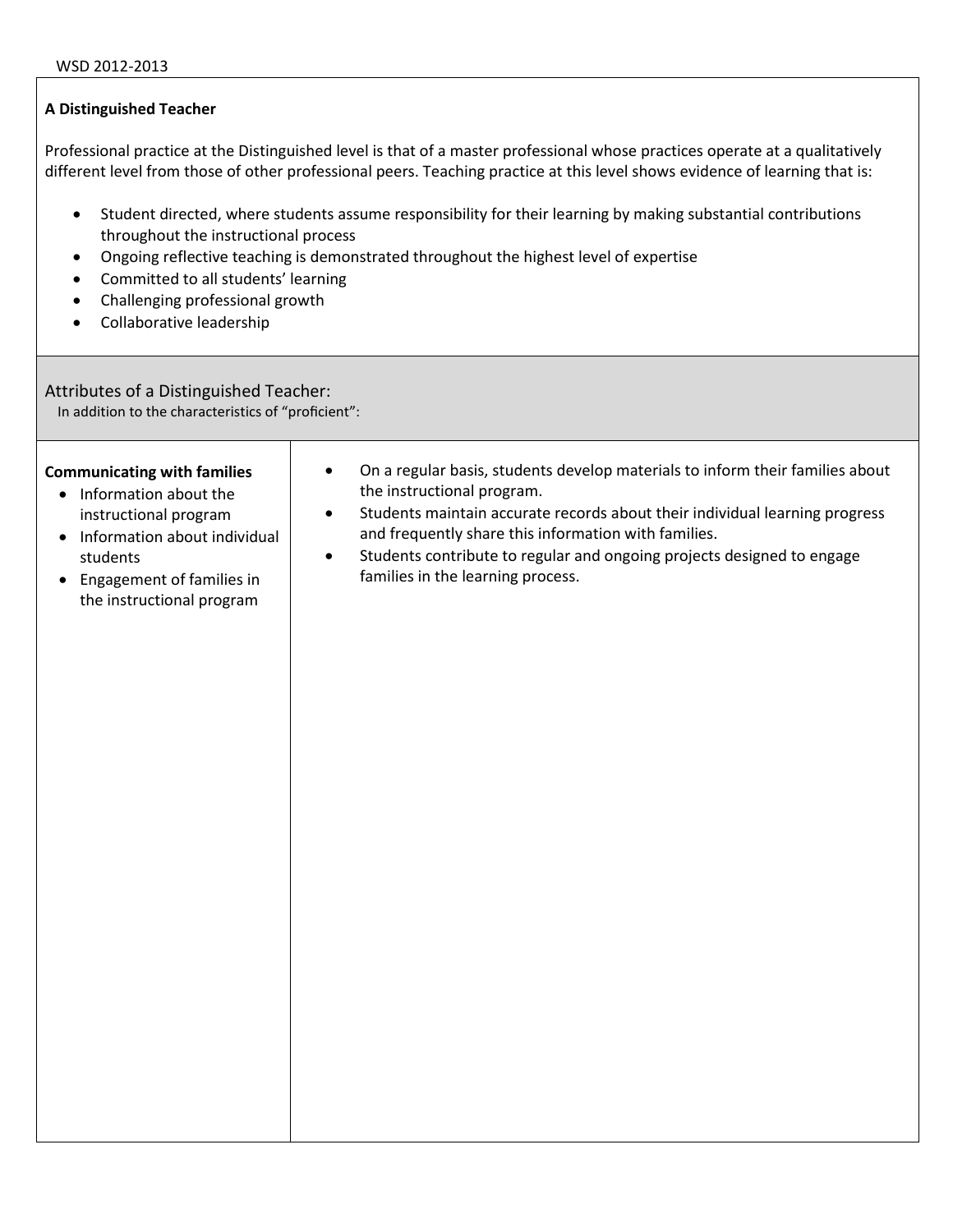**A Distinguished Teacher**

Professional practice at the Distinguished level is that of a master professional whose practices operate at a qualitatively different level from those of other professional peers. Teaching practice at this level shows evidence of learning that is:

- Student directed, where students assume responsibility for their learning by making substantial contributions throughout the instructional process
- Ongoing reflective teaching is demonstrated throughout the highest level of expertise
- Committed to all students' learning
- Challenging professional growth
- Collaborative leadership

## Attributes of a Distinguished Teacher:

In addition to the characteristics of "proficient":

| Attribute | Description |
| --- | --- |
| **Communicating with families**<br>• Information about the instructional program<br>• Information about individual students<br>• Engagement of families in the instructional program | • On a regular basis, students develop materials to inform their families about the instructional program.<br>• Students maintain accurate records about their individual learning progress and frequently share this information with families.<br>• Students contribute to regular and ongoing projects designed to engage families in the learning process. |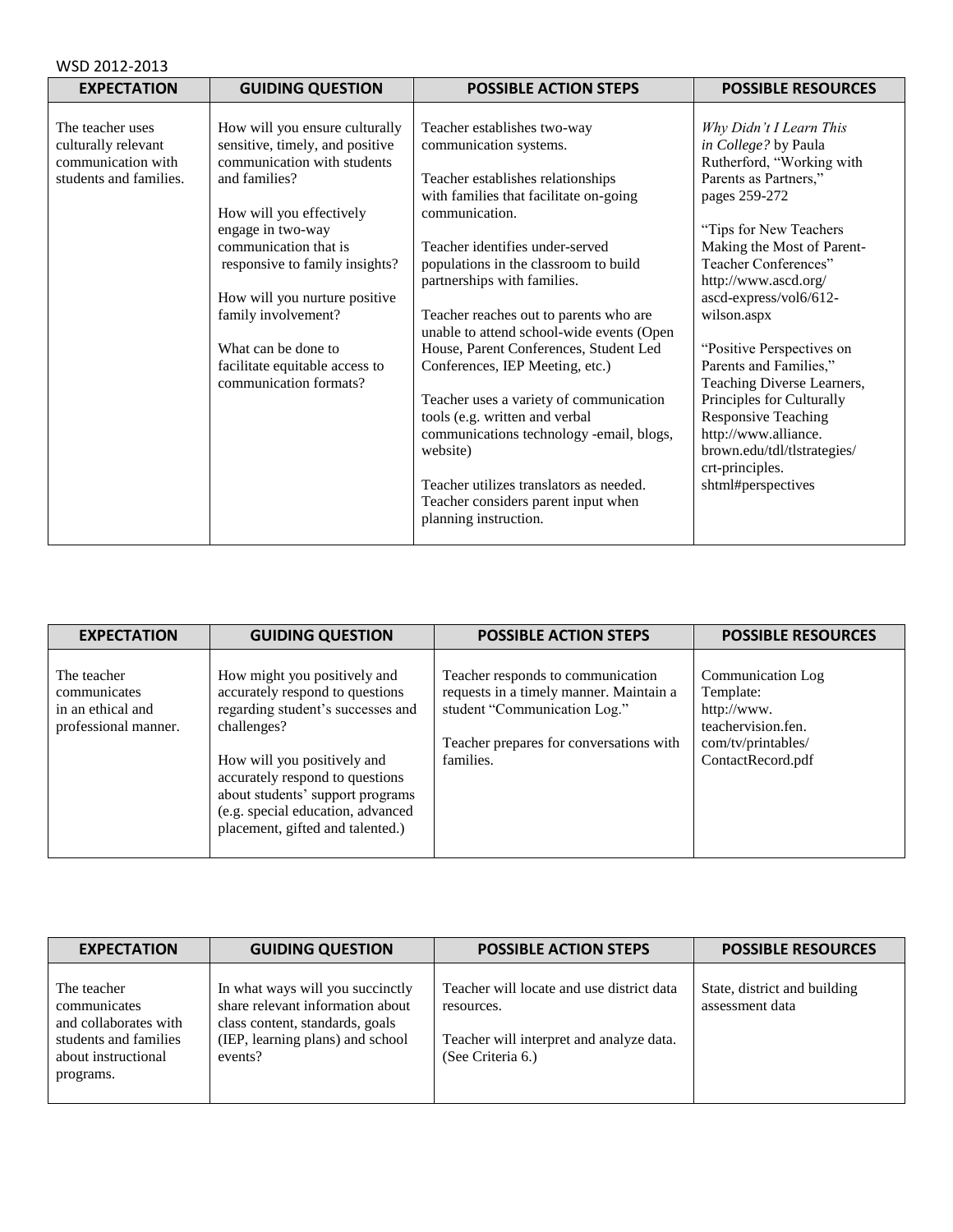WSD 2012-2013

| EXPECTATION | GUIDING QUESTION | POSSIBLE ACTION STEPS | POSSIBLE RESOURCES |
|---|---|---|---|
| The teacher uses culturally relevant communication with students and families. | How will you ensure culturally sensitive, timely, and positive communication with students and families?<br><br>How will you effectively engage in two-way communication that is responsive to family insights?<br><br>How will you nurture positive family involvement?<br><br>What can be done to facilitate equitable access to communication formats? | Teacher establishes two-way communication systems.<br><br>Teacher establishes relationships with families that facilitate on-going communication.<br><br>Teacher identifies under-served populations in the classroom to build partnerships with families.<br><br>Teacher reaches out to parents who are unable to attend school-wide events (Open House, Parent Conferences, Student Led Conferences, IEP Meeting, etc.)<br><br>Teacher uses a variety of communication tools (e.g. written and verbal communications technology -email, blogs, website)<br><br>Teacher utilizes translators as needed. Teacher considers parent input when planning instruction. | *Why Didn't I Learn This in College?* by Paula Rutherford, "Working with Parents as Partners," pages 259-272<br><br>"Tips for New Teachers Making the Most of Parent-Teacher Conferences" http://www.ascd.org/ascd-express/vol6/612-wilson.aspx<br><br>"Positive Perspectives on Parents and Families," Teaching Diverse Learners, Principles for Culturally Responsive Teaching http://www.alliance.brown.edu/tdl/tlstrategies/crt-principles.shtml#perspectives |

| EXPECTATION | GUIDING QUESTION | POSSIBLE ACTION STEPS | POSSIBLE RESOURCES |
|---|---|---|---|
| The teacher communicates in an ethical and professional manner. | How might you positively and accurately respond to questions regarding student's successes and challenges?<br><br>How will you positively and accurately respond to questions about students' support programs (e.g. special education, advanced placement, gifted and talented.) | Teacher responds to communication requests in a timely manner. Maintain a student "Communication Log."<br><br>Teacher prepares for conversations with families. | Communication Log Template: http://www.teachervision.fen.com/tv/printables/ContactRecord.pdf |

| EXPECTATION | GUIDING QUESTION | POSSIBLE ACTION STEPS | POSSIBLE RESOURCES |
|---|---|---|---|
| The teacher communicates and collaborates with students and families about instructional programs. | In what ways will you succinctly share relevant information about class content, standards, goals (IEP, learning plans) and school events? | Teacher will locate and use district data resources.<br><br>Teacher will interpret and analyze data. (See Criteria 6.) | State, district and building assessment data |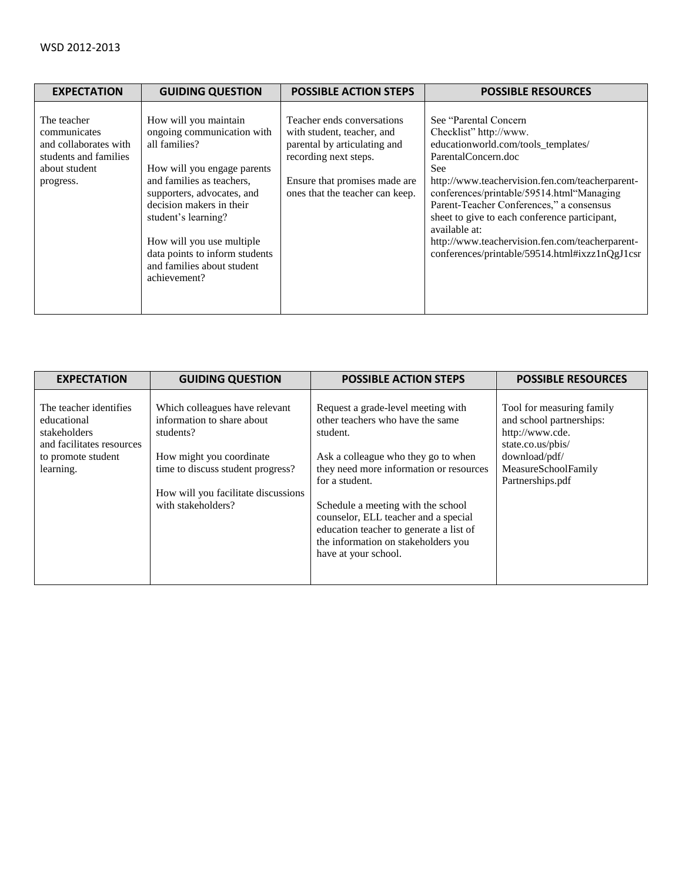| EXPECTATION | GUIDING QUESTION | POSSIBLE ACTION STEPS | POSSIBLE RESOURCES |
|---|---|---|---|
| The teacher communicates and collaborates with students and families about student progress. | How will you maintain ongoing communication with all families?<br><br>How will you engage parents and families as teachers, supporters, advocates, and decision makers in their student's learning?<br><br>How will you use multiple data points to inform students and families about student achievement? | Teacher ends conversations with student, teacher, and parental by articulating and recording next steps.<br><br>Ensure that promises made are ones that the teacher can keep. | See "Parental Concern Checklist" http://www.educationworld.com/tools_templates/ParentalConcern.doc<br>See http://www.teachervision.fen.com/teacherparent-conferences/printable/59514.html"Managing Parent-Teacher Conferences," a consensus sheet to give to each conference participant, available at: http://www.teachervision.fen.com/teacherparent-conferences/printable/59514.html#ixzz1nQgJ1csr |

| EXPECTATION | GUIDING QUESTION | POSSIBLE ACTION STEPS | POSSIBLE RESOURCES |
|---|---|---|---|
| The teacher identifies educational stakeholders and facilitates resources to promote student learning. | Which colleagues have relevant information to share about students?<br><br>How might you coordinate time to discuss student progress?<br><br>How will you facilitate discussions with stakeholders? | Request a grade-level meeting with other teachers who have the same student.<br><br>Ask a colleague who they go to when they need more information or resources for a student.<br><br>Schedule a meeting with the school counselor, ELL teacher and a special education teacher to generate a list of the information on stakeholders you have at your school. | Tool for measuring family and school partnerships: http://www.cde.state.co.us/pbis/download/pdf/MeasureSchoolFamilyPartnerships.pdf |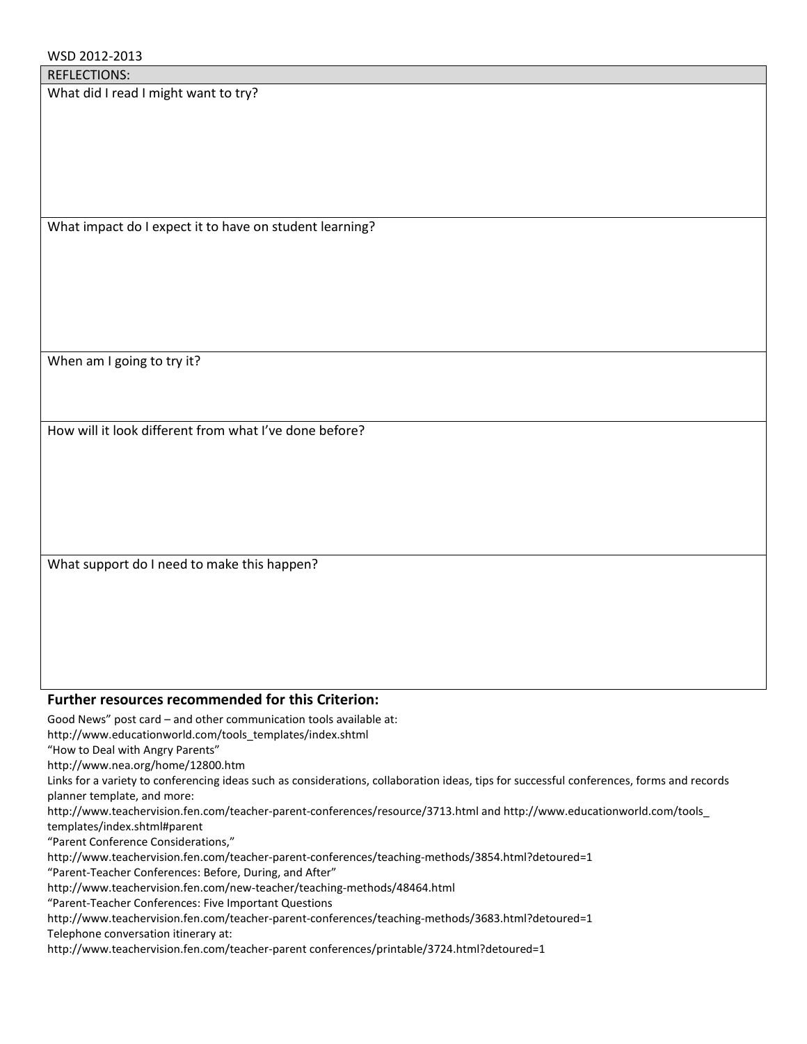WSD 2012-2013

| REFLECTIONS: |
| --- |
| What did I read I might want to try? |
| What impact do I expect it to have on student learning? |
| When am I going to try it? |
| How will it look different from what I've done before? |
| What support do I need to make this happen? |

## Further resources recommended for this Criterion:

Good News" post card – and other communication tools available at:
http://www.educationworld.com/tools_templates/index.shtml
"How to Deal with Angry Parents"
http://www.nea.org/home/12800.htm
Links for a variety to conferencing ideas such as considerations, collaboration ideas, tips for successful conferences, forms and records planner template, and more:
http://www.teachervision.fen.com/teacher-parent-conferences/resource/3713.html and http://www.educationworld.com/tools_templates/index.shtml#parent
"Parent Conference Considerations,"
http://www.teachervision.fen.com/teacher-parent-conferences/teaching-methods/3854.html?detoured=1
"Parent-Teacher Conferences: Before, During, and After"
http://www.teachervision.fen.com/new-teacher/teaching-methods/48464.html
"Parent-Teacher Conferences: Five Important Questions
http://www.teachervision.fen.com/teacher-parent-conferences/teaching-methods/3683.html?detoured=1
Telephone conversation itinerary at:
http://www.teachervision.fen.com/teacher-parent conferences/printable/3724.html?detoured=1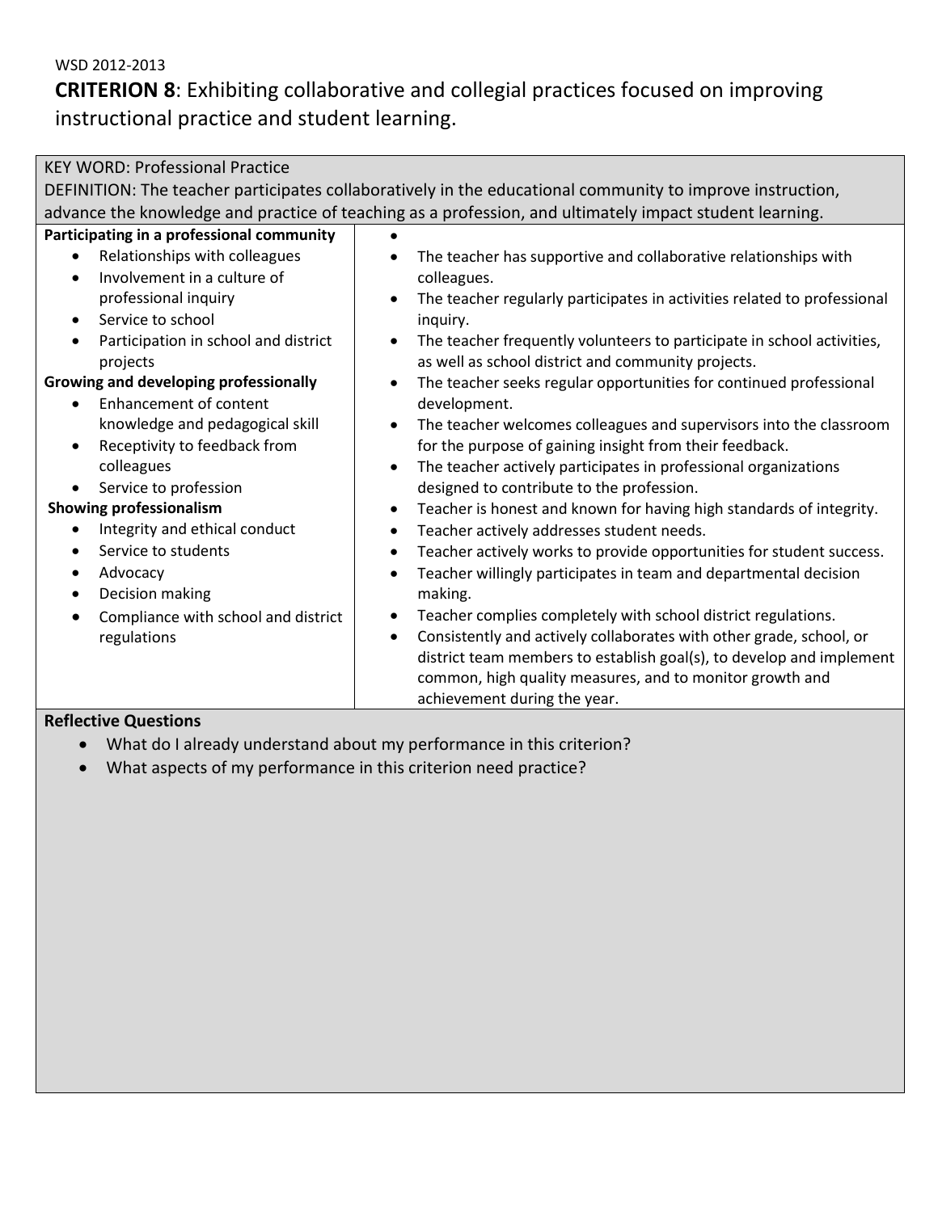WSD 2012-2013

## **CRITERION 8**: Exhibiting collaborative and collegial practices focused on improving instructional practice and student learning.

KEY WORD: Professional Practice

DEFINITION: The teacher participates collaboratively in the educational community to improve instruction, advance the knowledge and practice of teaching as a profession, and ultimately impact student learning.

| | |
|---|---|
| **Participating in a professional community**<br>• Relationships with colleagues<br>• Involvement in a culture of professional inquiry<br>• Service to school<br>• Participation in school and district projects<br>**Growing and developing professionally**<br>• Enhancement of content knowledge and pedagogical skill<br>• Receptivity to feedback from colleagues<br>• Service to profession<br>**Showing professionalism**<br>• Integrity and ethical conduct<br>• Service to students<br>• Advocacy<br>• Decision making<br>• Compliance with school and district regulations | •<br>• The teacher has supportive and collaborative relationships with colleagues.<br>• The teacher regularly participates in activities related to professional inquiry.<br>• The teacher frequently volunteers to participate in school activities, as well as school district and community projects.<br>• The teacher seeks regular opportunities for continued professional development.<br>• The teacher welcomes colleagues and supervisors into the classroom for the purpose of gaining insight from their feedback.<br>• The teacher actively participates in professional organizations designed to contribute to the profession.<br>• Teacher is honest and known for having high standards of integrity.<br>• Teacher actively addresses student needs.<br>• Teacher actively works to provide opportunities for student success.<br>• Teacher willingly participates in team and departmental decision making.<br>• Teacher complies completely with school district regulations.<br>• Consistently and actively collaborates with other grade, school, or district team members to establish goal(s), to develop and implement common, high quality measures, and to monitor growth and achievement during the year. |

**Reflective Questions**

- What do I already understand about my performance in this criterion?
- What aspects of my performance in this criterion need practice?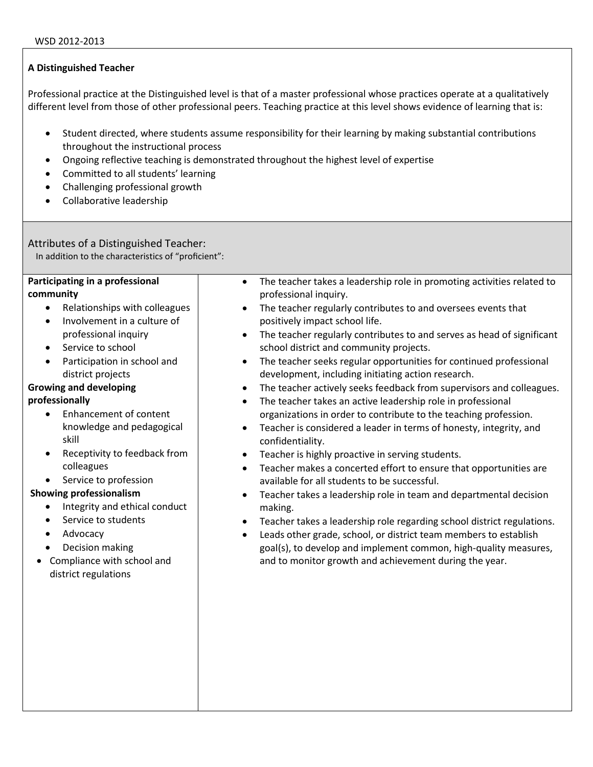WSD 2012-2013

**A Distinguished Teacher**

Professional practice at the Distinguished level is that of a master professional whose practices operate at a qualitatively different level from those of other professional peers. Teaching practice at this level shows evidence of learning that is:

- Student directed, where students assume responsibility for their learning by making substantial contributions throughout the instructional process
- Ongoing reflective teaching is demonstrated throughout the highest level of expertise
- Committed to all students' learning
- Challenging professional growth
- Collaborative leadership

## Attributes of a Distinguished Teacher:

In addition to the characteristics of "proficient":

| | |
|---|---|
| **Participating in a professional community**<br>• Relationships with colleagues<br>• Involvement in a culture of professional inquiry<br>• Service to school<br>• Participation in school and district projects<br>**Growing and developing professionally**<br>• Enhancement of content knowledge and pedagogical skill<br>• Receptivity to feedback from colleagues<br>• Service to profession<br>**Showing professionalism**<br>• Integrity and ethical conduct<br>• Service to students<br>• Advocacy<br>• Decision making<br>• Compliance with school and district regulations | • The teacher takes a leadership role in promoting activities related to professional inquiry.<br>• The teacher regularly contributes to and oversees events that positively impact school life.<br>• The teacher regularly contributes to and serves as head of significant school district and community projects.<br>• The teacher seeks regular opportunities for continued professional development, including initiating action research.<br>• The teacher actively seeks feedback from supervisors and colleagues.<br>• The teacher takes an active leadership role in professional organizations in order to contribute to the teaching profession.<br>• Teacher is considered a leader in terms of honesty, integrity, and confidentiality.<br>• Teacher is highly proactive in serving students.<br>• Teacher makes a concerted effort to ensure that opportunities are available for all students to be successful.<br>• Teacher takes a leadership role in team and departmental decision making.<br>• Teacher takes a leadership role regarding school district regulations.<br>• Leads other grade, school, or district team members to establish goal(s), to develop and implement common, high-quality measures, and to monitor growth and achievement during the year. |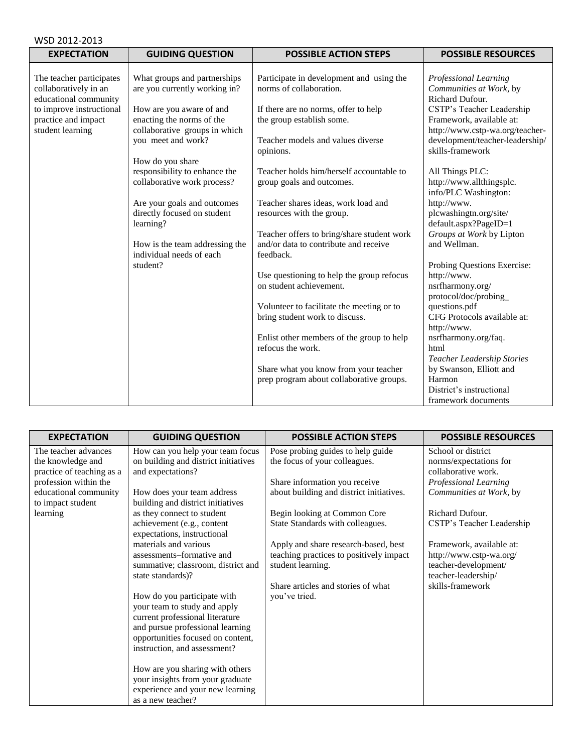WSD 2012-2013

| EXPECTATION | GUIDING QUESTION | POSSIBLE ACTION STEPS | POSSIBLE RESOURCES |
| --- | --- | --- | --- |
| The teacher participates collaboratively in an educational community to improve instructional practice and impact student learning | What groups and partnerships are you currently working in?<br><br>How are you aware of and enacting the norms of the collaborative groups in which you meet and work?<br><br>How do you share responsibility to enhance the collaborative work process?<br><br>Are your goals and outcomes directly focused on student learning?<br><br>How is the team addressing the individual needs of each student? | Participate in development and using the norms of collaboration.<br><br>If there are no norms, offer to help the group establish some.<br><br>Teacher models and values diverse opinions.<br><br>Teacher holds him/herself accountable to group goals and outcomes.<br><br>Teacher shares ideas, work load and resources with the group.<br><br>Teacher offers to bring/share student work and/or data to contribute and receive feedback.<br><br>Use questioning to help the group refocus on student achievement.<br><br>Volunteer to facilitate the meeting or to bring student work to discuss.<br><br>Enlist other members of the group to help refocus the work.<br><br>Share what you know from your teacher prep program about collaborative groups. | *Professional Learning Communities at Work*, by Richard Dufour.<br>CSTP's Teacher Leadership Framework, available at: http://www.cstp-wa.org/teacher-development/teacher-leadership/skills-framework<br><br>All Things PLC: http://www.allthingsplc.info/PLC Washington: http://www.plcwashingtn.org/site/default.aspx?PageID=1<br>*Groups at Work* by Lipton and Wellman.<br><br>Probing Questions Exercise: http://www.nsrfharmony.org/protocol/doc/probing_questions.pdf<br>CFG Protocols available at: http://www.nsrfharmony.org/faq.html<br>*Teacher Leadership Stories* by Swanson, Elliott and Harmon<br>District's instructional framework documents |

| EXPECTATION | GUIDING QUESTION | POSSIBLE ACTION STEPS | POSSIBLE RESOURCES |
| --- | --- | --- | --- |
| The teacher advances the knowledge and practice of teaching as a profession within the educational community to impact student learning | How can you help your team focus on building and district initiatives and expectations?<br><br>How does your team address building and district initiatives as they connect to student achievement (e.g., content expectations, instructional materials and various assessments–formative and summative; classroom, district and state standards)?<br><br>How do you participate with your team to study and apply current professional literature and pursue professional learning opportunities focused on content, instruction, and assessment?<br><br>How are you sharing with others your insights from your graduate experience and your new learning as a new teacher? | Pose probing guides to help guide the focus of your colleagues.<br><br>Share information you receive about building and district initiatives.<br><br>Begin looking at Common Core State Standards with colleagues.<br><br>Apply and share research-based, best teaching practices to positively impact student learning.<br><br>Share articles and stories of what you've tried. | School or district norms/expectations for collaborative work.<br>*Professional Learning Communities at Work*, by<br><br>Richard Dufour.<br>CSTP's Teacher Leadership<br><br>Framework, available at: http://www.cstp-wa.org/teacher-development/teacher-leadership/skills-framework |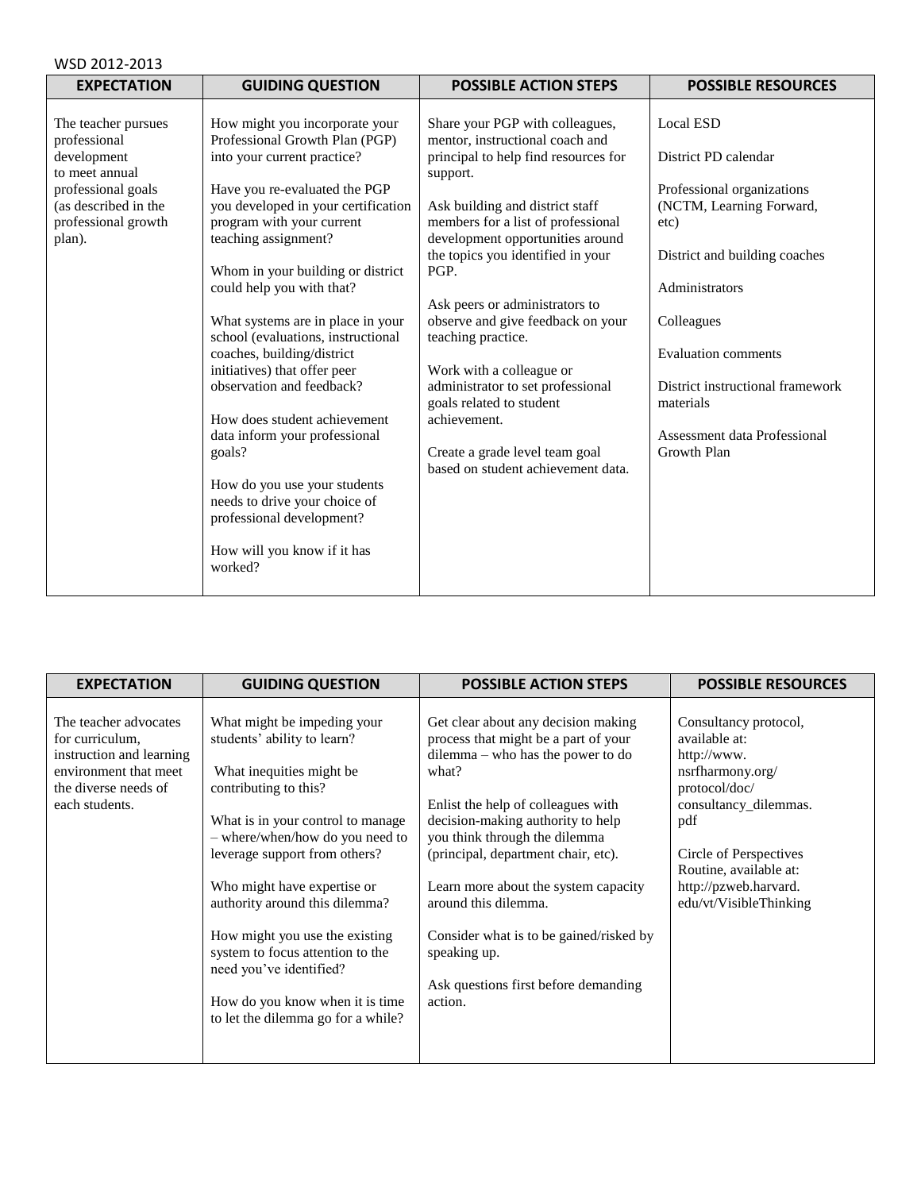WSD 2012-2013

| EXPECTATION | GUIDING QUESTION | POSSIBLE ACTION STEPS | POSSIBLE RESOURCES |
|---|---|---|---|
| The teacher pursues professional development to meet annual professional goals (as described in the professional growth plan). | How might you incorporate your Professional Growth Plan (PGP) into your current practice?<br><br>Have you re-evaluated the PGP you developed in your certification program with your current teaching assignment?<br><br>Whom in your building or district could help you with that?<br><br>What systems are in place in your school (evaluations, instructional coaches, building/district initiatives) that offer peer observation and feedback?<br><br>How does student achievement data inform your professional goals?<br><br>How do you use your students needs to drive your choice of professional development?<br><br>How will you know if it has worked? | Share your PGP with colleagues, mentor, instructional coach and principal to help find resources for support.<br><br>Ask building and district staff members for a list of professional development opportunities around the topics you identified in your PGP.<br><br>Ask peers or administrators to observe and give feedback on your teaching practice.<br><br>Work with a colleague or administrator to set professional goals related to student achievement.<br><br>Create a grade level team goal based on student achievement data. | Local ESD<br><br>District PD calendar<br><br>Professional organizations (NCTM, Learning Forward, etc)<br><br>District and building coaches<br><br>Administrators<br><br>Colleagues<br><br>Evaluation comments<br><br>District instructional framework materials<br><br>Assessment data Professional Growth Plan |

| EXPECTATION | GUIDING QUESTION | POSSIBLE ACTION STEPS | POSSIBLE RESOURCES |
|---|---|---|---|
| The teacher advocates for curriculum, instruction and learning environment that meet the diverse needs of each students. | What might be impeding your students' ability to learn?<br><br>What inequities might be contributing to this?<br><br>What is in your control to manage – where/when/how do you need to leverage support from others?<br><br>Who might have expertise or authority around this dilemma?<br><br>How might you use the existing system to focus attention to the need you've identified?<br><br>How do you know when it is time to let the dilemma go for a while? | Get clear about any decision making process that might be a part of your dilemma – who has the power to do what?<br><br>Enlist the help of colleagues with decision-making authority to help you think through the dilemma (principal, department chair, etc).<br><br>Learn more about the system capacity around this dilemma.<br><br>Consider what is to be gained/risked by speaking up.<br><br>Ask questions first before demanding action. | Consultancy protocol, available at: http://www.nsrfharmony.org/protocol/doc/consultancy_dilemmas.pdf<br><br>Circle of Perspectives Routine, available at: http://pzweb.harvard.edu/vt/VisibleThinking |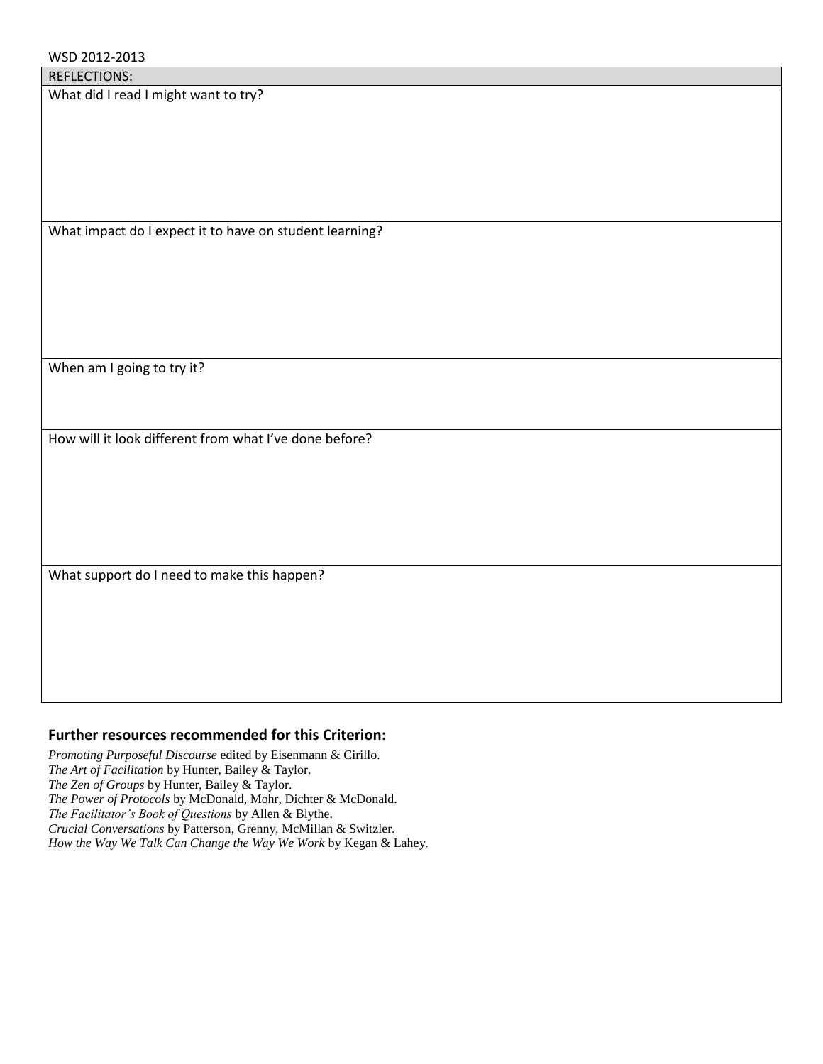| REFLECTIONS: |
| --- |
| What did I read I might want to try? |
| What impact do I expect it to have on student learning? |
| When am I going to try it? |
| How will it look different from what I've done before? |
| What support do I need to make this happen? |

### Further resources recommended for this Criterion:

*Promoting Purposeful Discourse* edited by Eisenmann & Cirillo.
*The Art of Facilitation* by Hunter, Bailey & Taylor.
*The Zen of Groups* by Hunter, Bailey & Taylor.
*The Power of Protocols* by McDonald, Mohr, Dichter & McDonald.
*The Facilitator's Book of Questions* by Allen & Blythe.
*Crucial Conversations* by Patterson, Grenny, McMillan & Switzler.
*How the Way We Talk Can Change the Way We Work* by Kegan & Lahey.